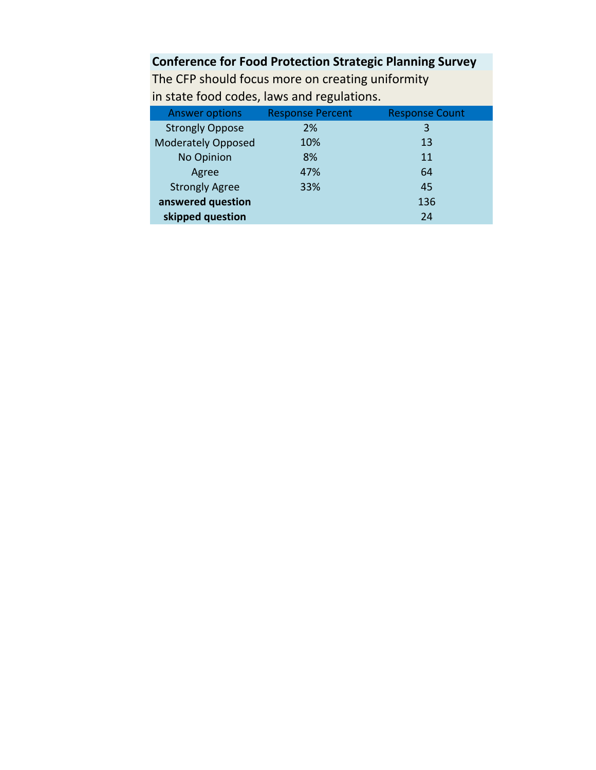**Conference for Food Protection Strategic Planning Survey**

The CFP should focus more on creating uniformity in state food codes, laws and regulations.

| Answer options | Response Percent | Response Count |
| --- | --- | --- |
| Strongly Oppose | 2% | 3 |
| Moderately Opposed | 10% | 13 |
| No Opinion | 8% | 11 |
| Agree | 47% | 64 |
| Strongly Agree | 33% | 45 |
| **answered question** | | 136 |
| **skipped question** | | 24 |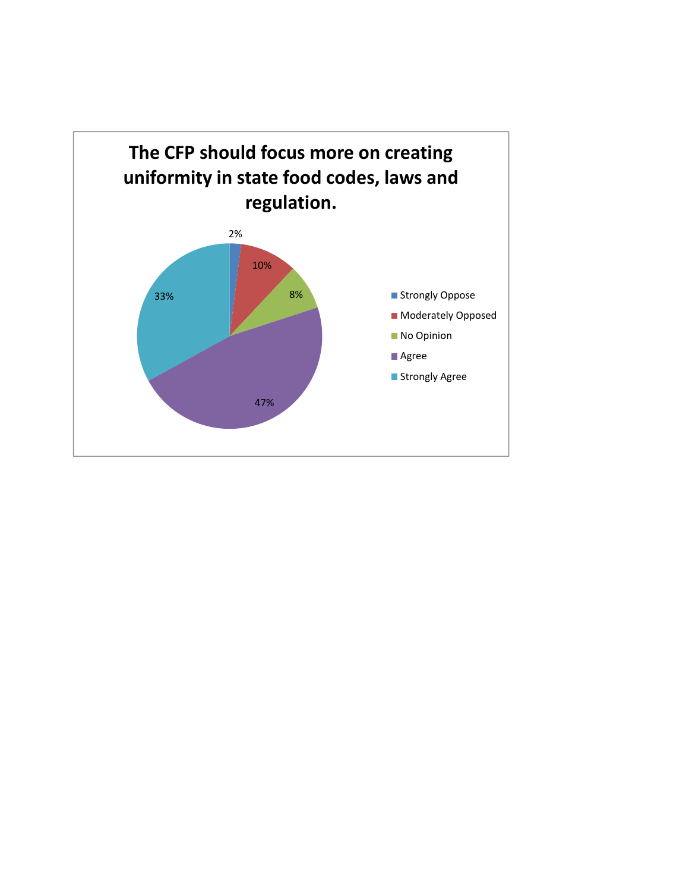**The CFP should focus more on creating uniformity in state food codes, laws and regulation.**

| Response | Percentage |
| --- | --- |
| Strongly Oppose | 2% |
| Moderately Opposed | 10% |
| No Opinion | 8% |
| Agree | 47% |
| Strongly Agree | 33% |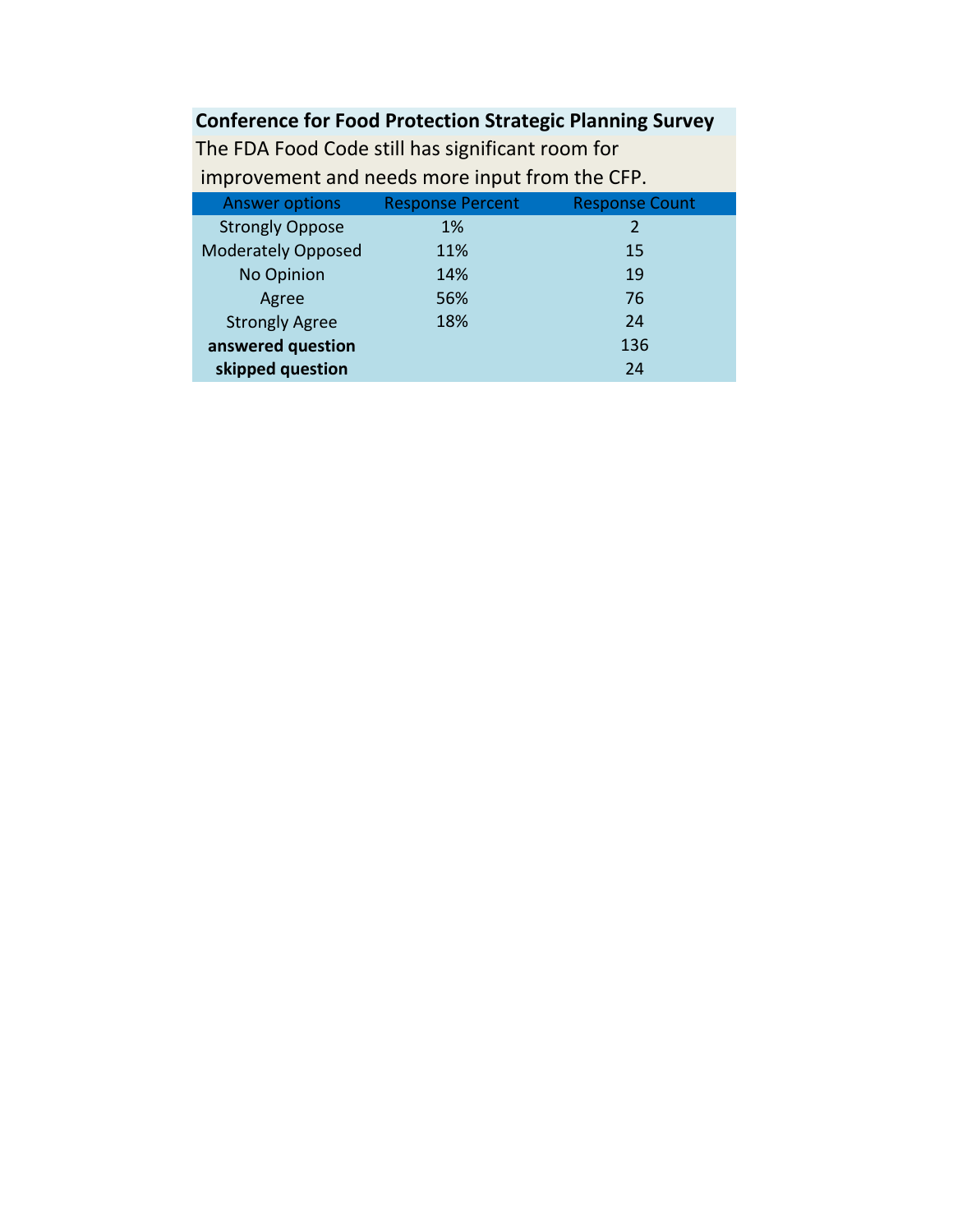## Conference for Food Protection Strategic Planning Survey

The FDA Food Code still has significant room for improvement and needs more input from the CFP.

| Answer options | Response Percent | Response Count |
|---|---|---|
| Strongly Oppose | 1% | 2 |
| Moderately Opposed | 11% | 15 |
| No Opinion | 14% | 19 |
| Agree | 56% | 76 |
| Strongly Agree | 18% | 24 |
| **answered question** | | 136 |
| **skipped question** | | 24 |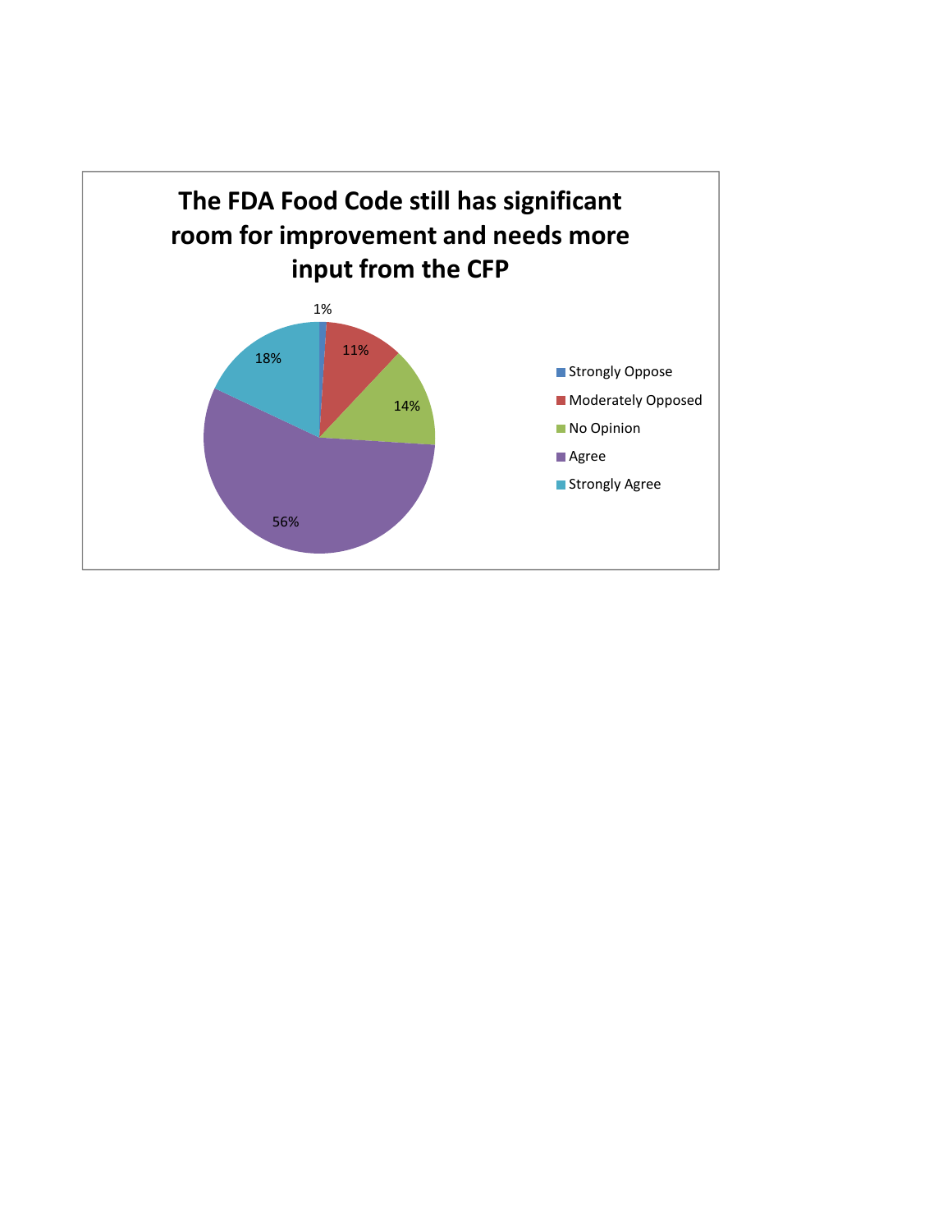## The FDA Food Code still has significant room for improvement and needs more input from the CFP

| Response | Percentage |
|---|---|
| Strongly Oppose | 1% |
| Moderately Opposed | 11% |
| No Opinion | 14% |
| Agree | 56% |
| Strongly Agree | 18% |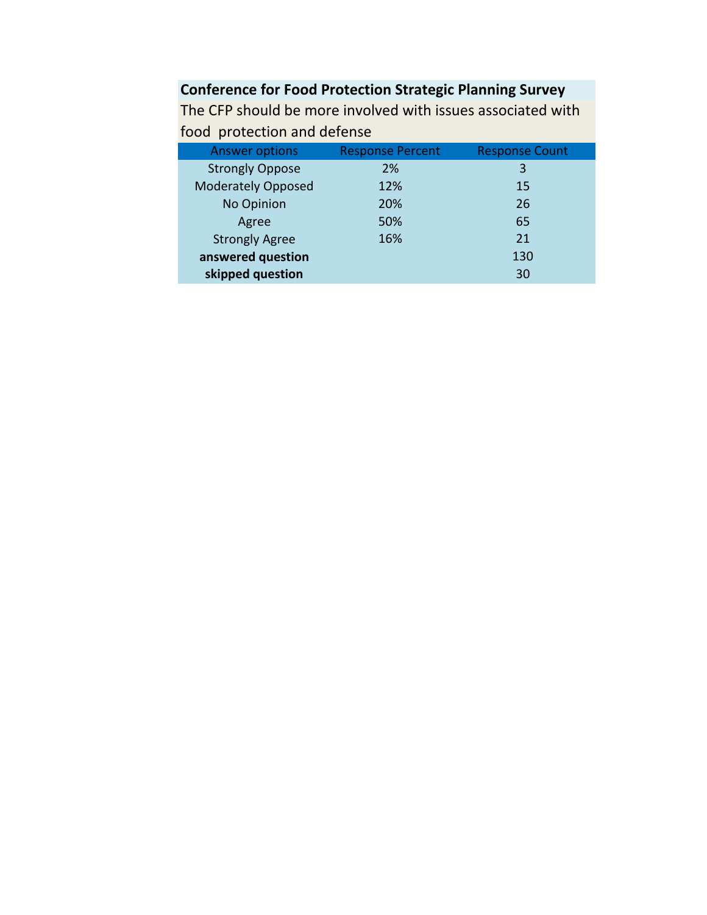**Conference for Food Protection Strategic Planning Survey**

The CFP should be more involved with issues associated with food protection and defense

| Answer options | Response Percent | Response Count |
|---|---|---|
| Strongly Oppose | 2% | 3 |
| Moderately Opposed | 12% | 15 |
| No Opinion | 20% | 26 |
| Agree | 50% | 65 |
| Strongly Agree | 16% | 21 |
| **answered question** | | 130 |
| **skipped question** | | 30 |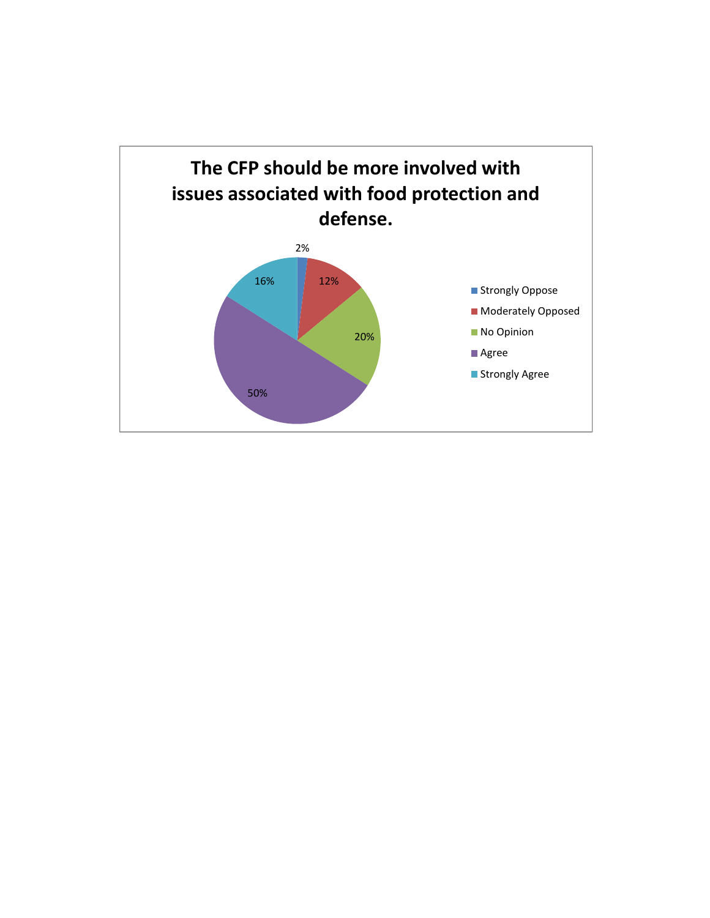## The CFP should be more involved with issues associated with food protection and defense.

| Response | Percentage |
|---|---|
| Strongly Oppose | 2% |
| Moderately Opposed | 12% |
| No Opinion | 20% |
| Agree | 50% |
| Strongly Agree | 16% |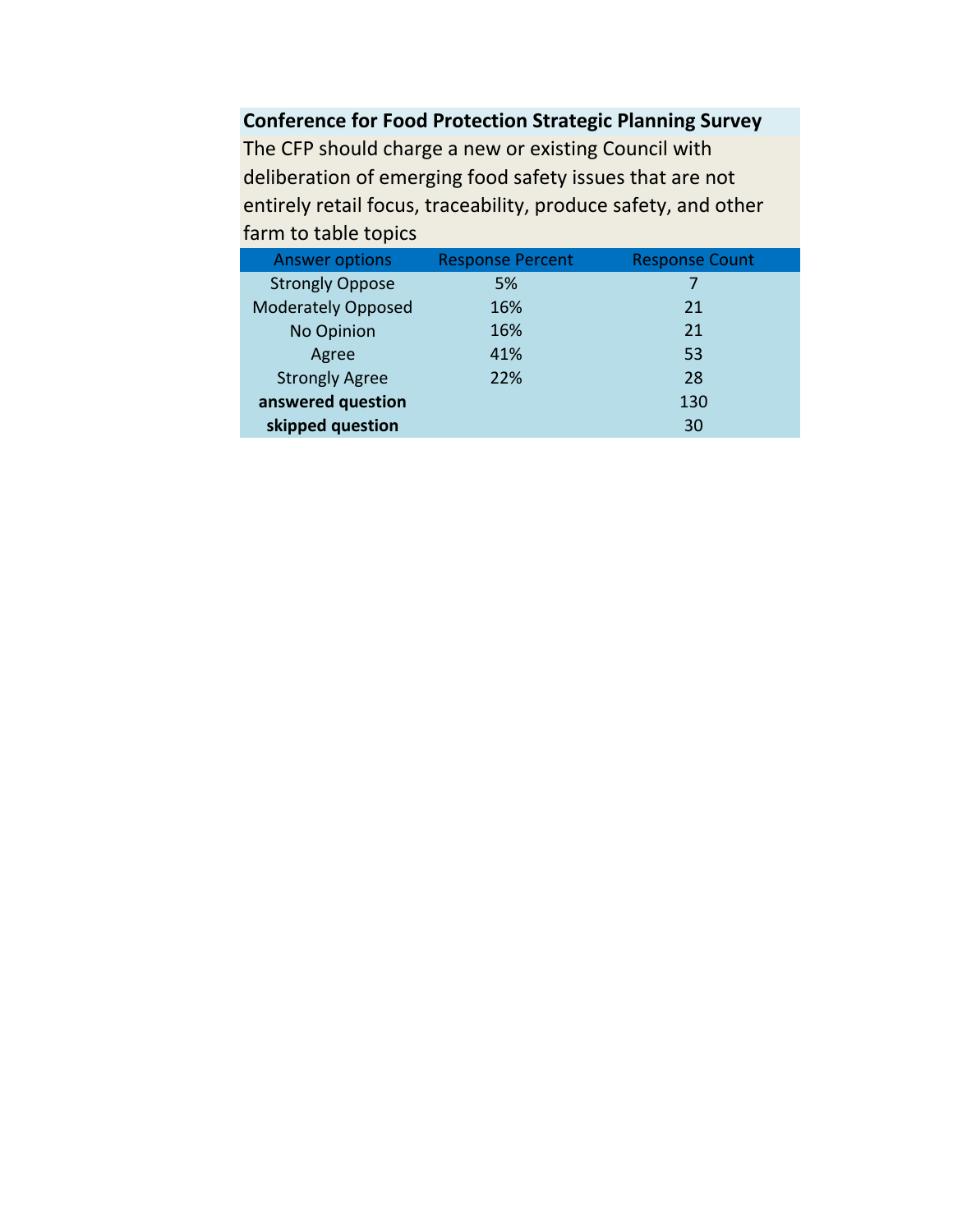**Conference for Food Protection Strategic Planning Survey**

The CFP should charge a new or existing Council with deliberation of emerging food safety issues that are not entirely retail focus, traceability, produce safety, and other farm to table topics

| Answer options | Response Percent | Response Count |
|---|---|---|
| Strongly Oppose | 5% | 7 |
| Moderately Opposed | 16% | 21 |
| No Opinion | 16% | 21 |
| Agree | 41% | 53 |
| Strongly Agree | 22% | 28 |
| **answered question** | | 130 |
| **skipped question** | | 30 |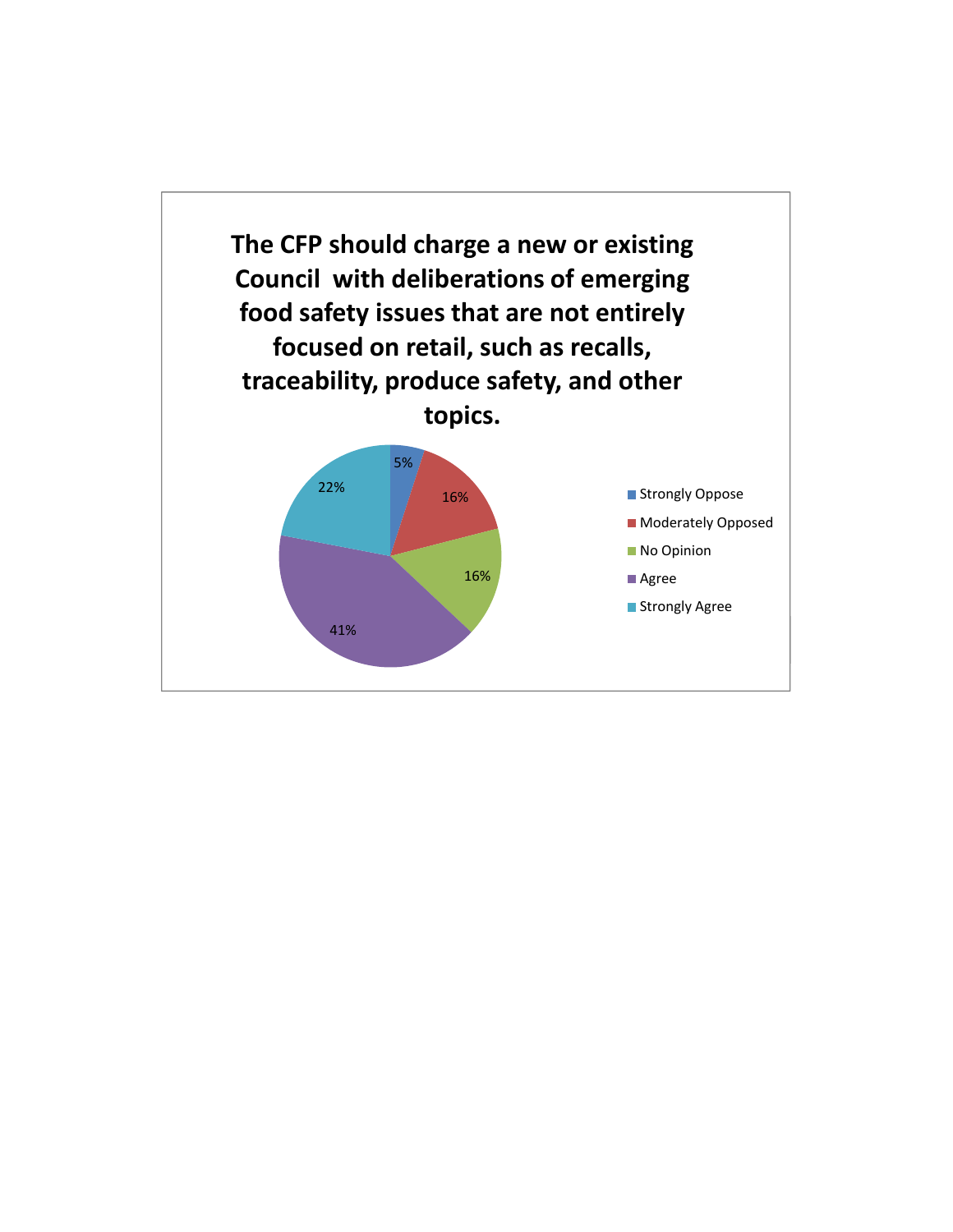**The CFP should charge a new or existing Council with deliberations of emerging food safety issues that are not entirely focused on retail, such as recalls, traceability, produce safety, and other topics.**

| Response | Percentage |
|---|---|
| Strongly Oppose | 5% |
| Moderately Opposed | 16% |
| No Opinion | 16% |
| Agree | 41% |
| Strongly Agree | 22% |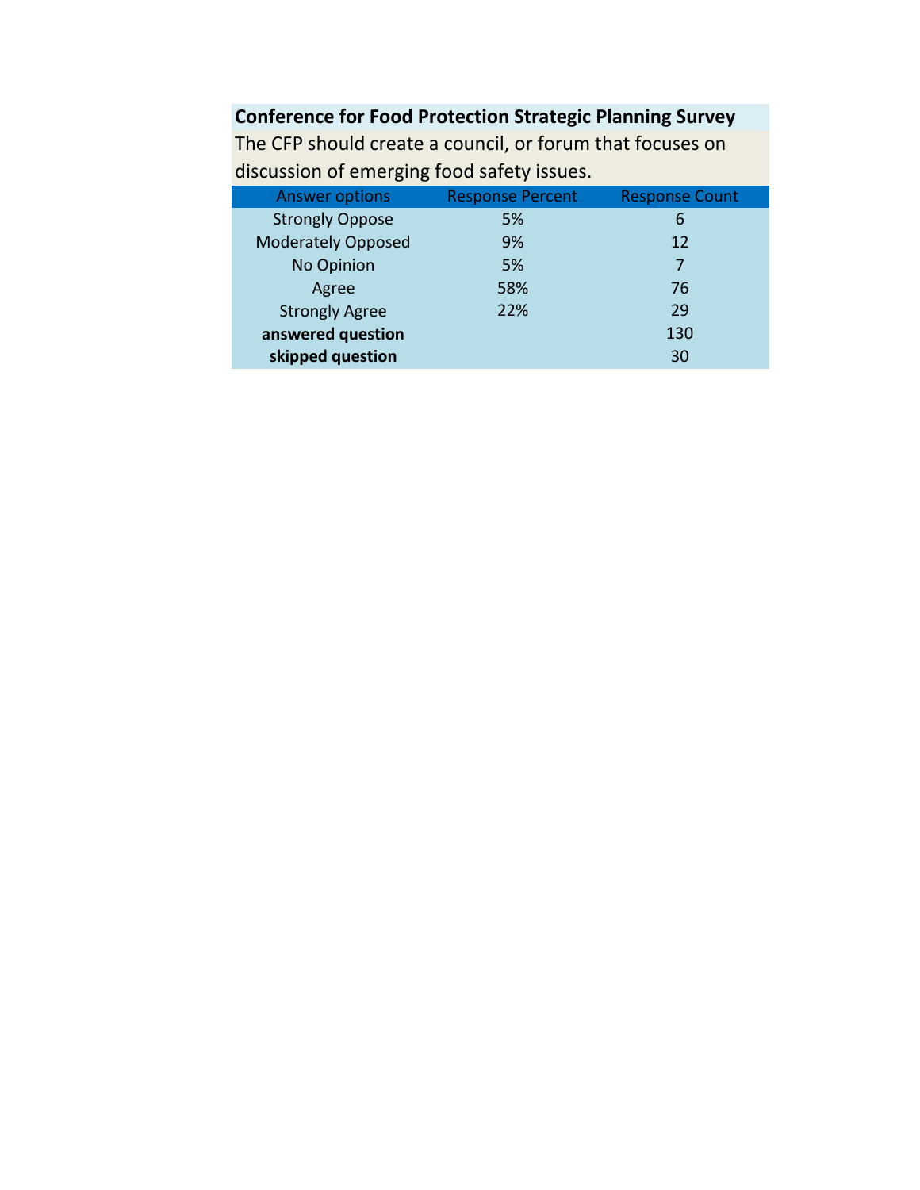**Conference for Food Protection Strategic Planning Survey**

The CFP should create a council, or forum that focuses on discussion of emerging food safety issues.

| Answer options | Response Percent | Response Count |
| --- | --- | --- |
| Strongly Oppose | 5% | 6 |
| Moderately Opposed | 9% | 12 |
| No Opinion | 5% | 7 |
| Agree | 58% | 76 |
| Strongly Agree | 22% | 29 |
| **answered question** | | 130 |
| **skipped question** | | 30 |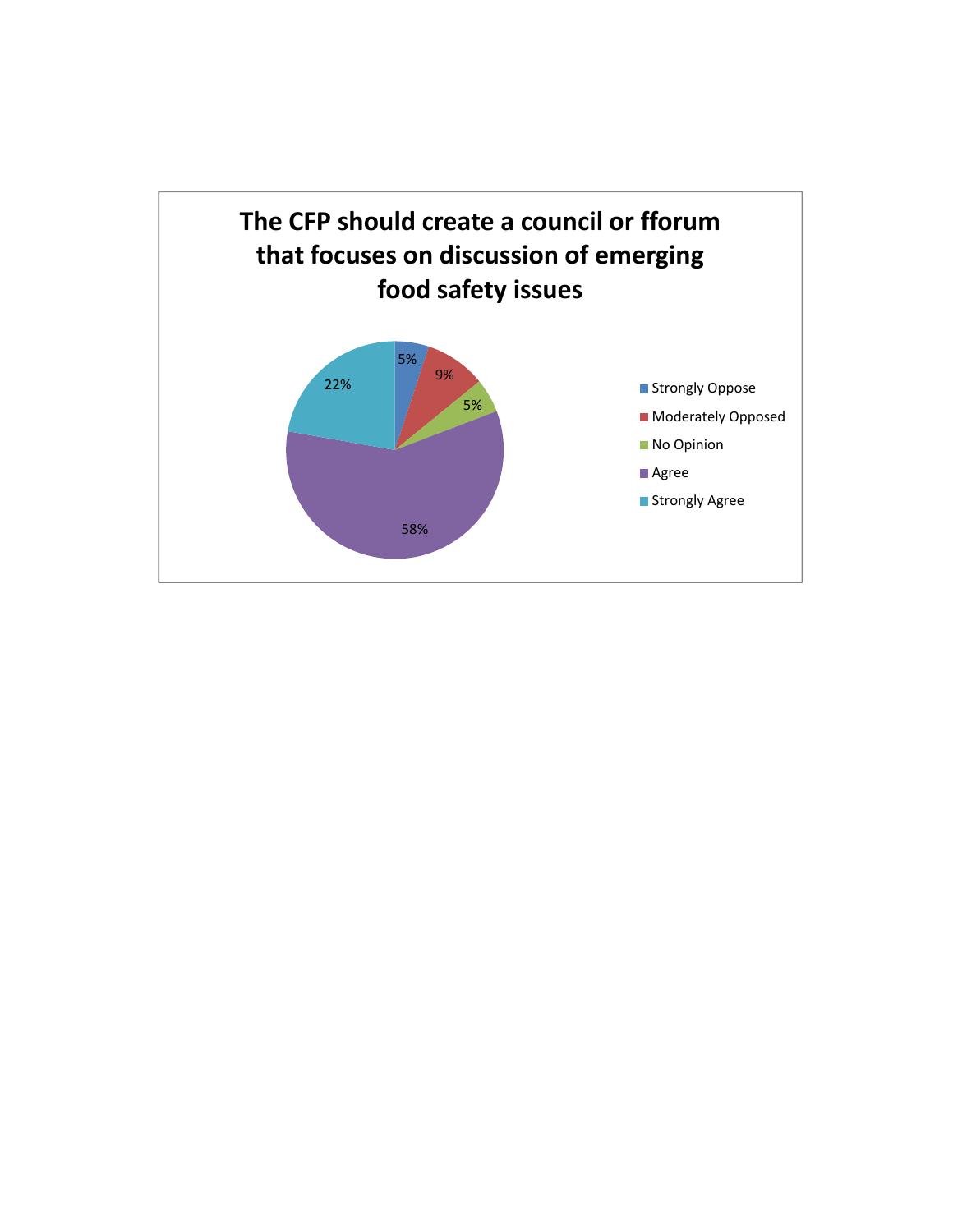**The CFP should create a council or fforum that focuses on discussion of emerging food safety issues**

| Response | Percentage |
| --- | --- |
| Strongly Oppose | 5% |
| Moderately Opposed | 9% |
| No Opinion | 5% |
| Agree | 58% |
| Strongly Agree | 22% |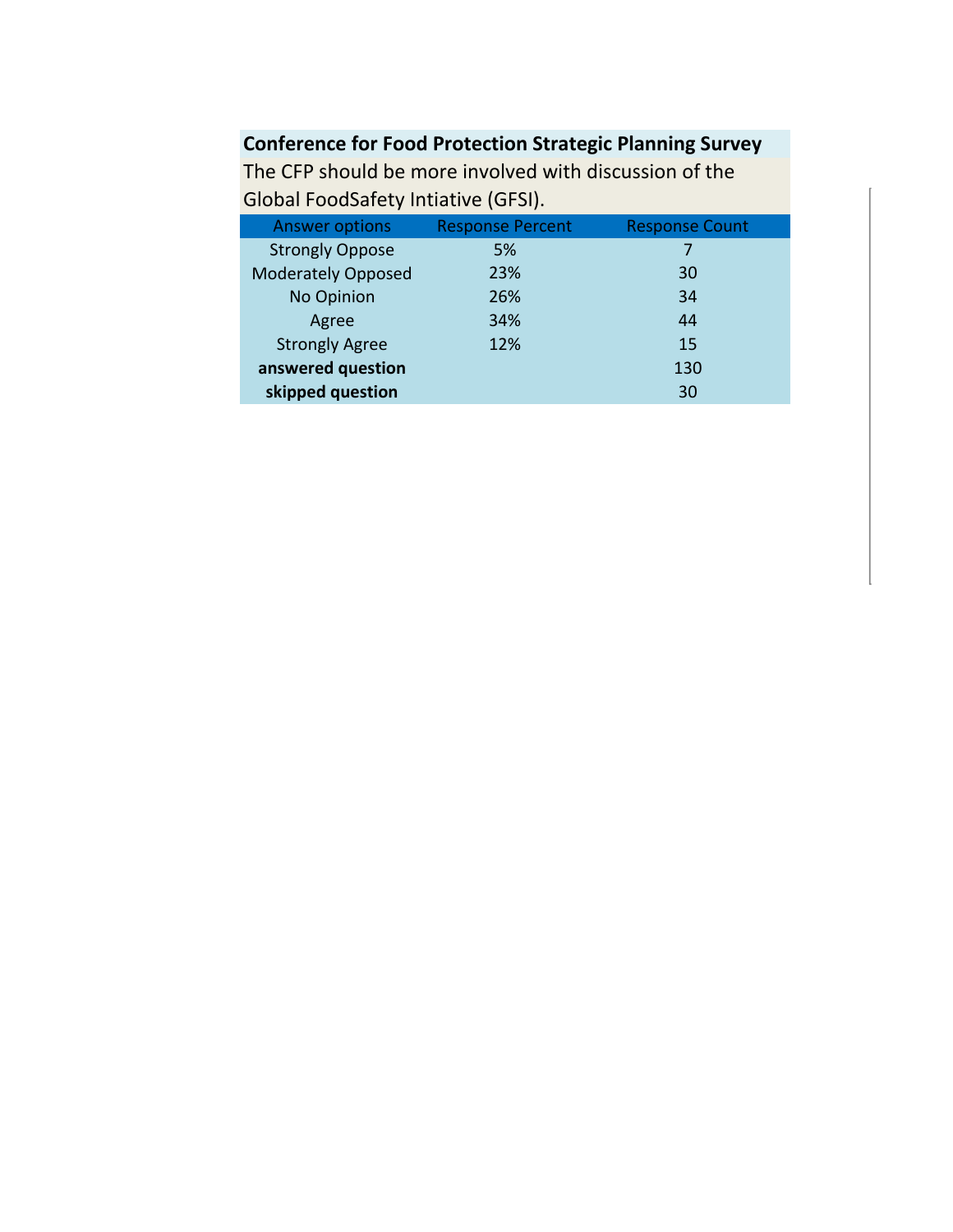**Conference for Food Protection Strategic Planning Survey**

The CFP should be more involved with discussion of the Global FoodSafety Intiative (GFSI).

| Answer options | Response Percent | Response Count |
|---|---|---|
| Strongly Oppose | 5% | 7 |
| Moderately Opposed | 23% | 30 |
| No Opinion | 26% | 34 |
| Agree | 34% | 44 |
| Strongly Agree | 12% | 15 |
| **answered question** | | 130 |
| **skipped question** | | 30 |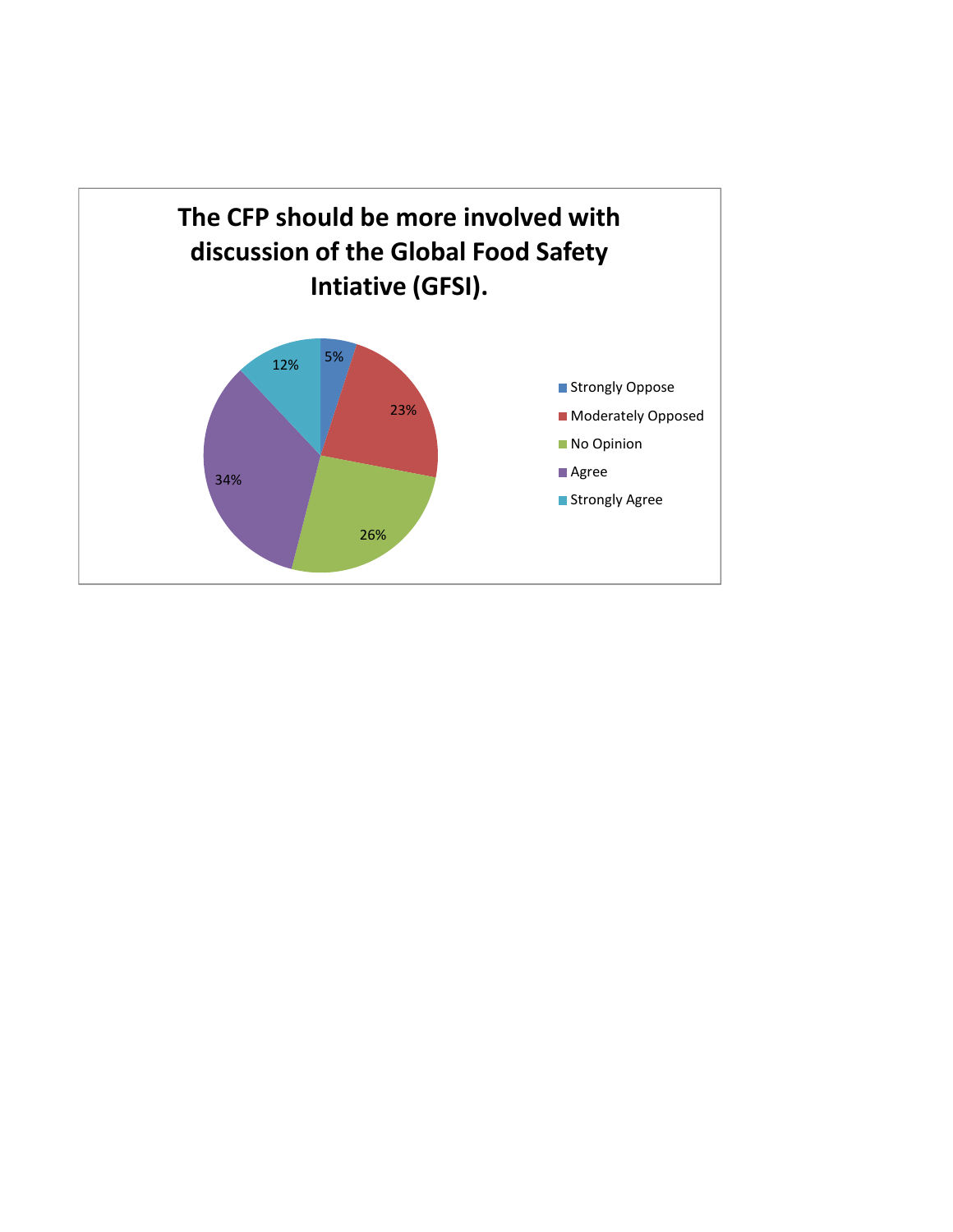**The CFP should be more involved with discussion of the Global Food Safety Intiative (GFSI).**

| Response | Percentage |
|---|---|
| Strongly Oppose | 5% |
| Moderately Opposed | 23% |
| No Opinion | 26% |
| Agree | 34% |
| Strongly Agree | 12% |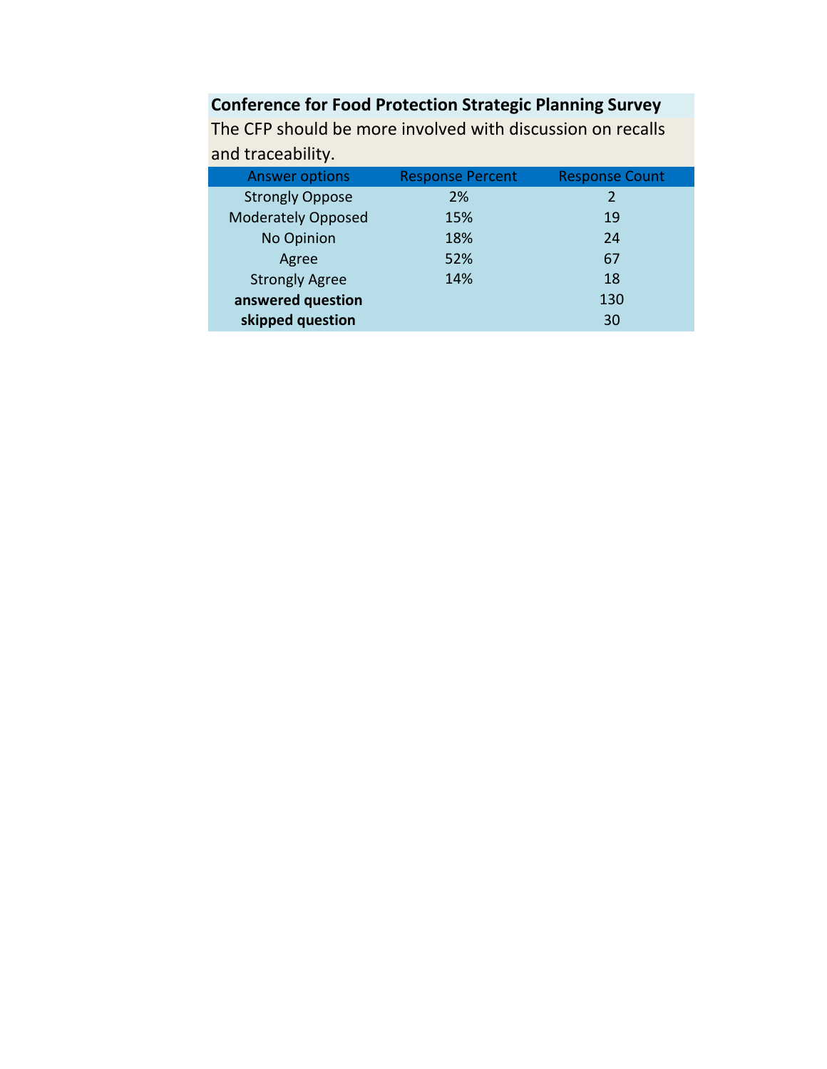**Conference for Food Protection Strategic Planning Survey**

The CFP should be more involved with discussion on recalls and traceability.

| Answer options | Response Percent | Response Count |
|---|---|---|
| Strongly Oppose | 2% | 2 |
| Moderately Opposed | 15% | 19 |
| No Opinion | 18% | 24 |
| Agree | 52% | 67 |
| Strongly Agree | 14% | 18 |
| **answered question** | | 130 |
| **skipped question** | | 30 |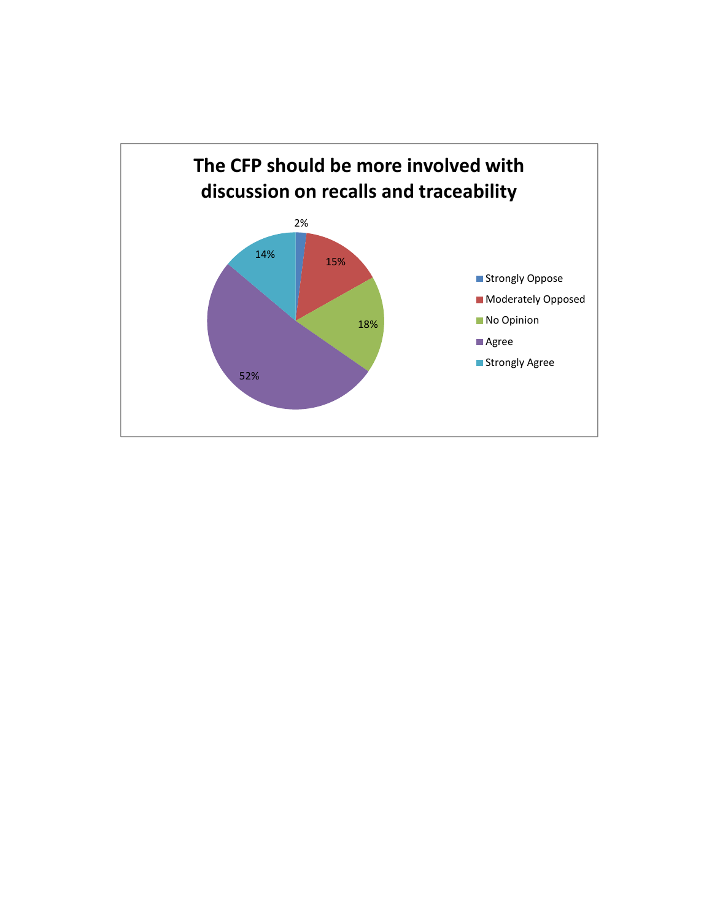## The CFP should be more involved with discussion on recalls and traceability

| Response | Percentage |
|---|---|
| Strongly Oppose | 2% |
| Moderately Opposed | 15% |
| No Opinion | 18% |
| Agree | 52% |
| Strongly Agree | 14% |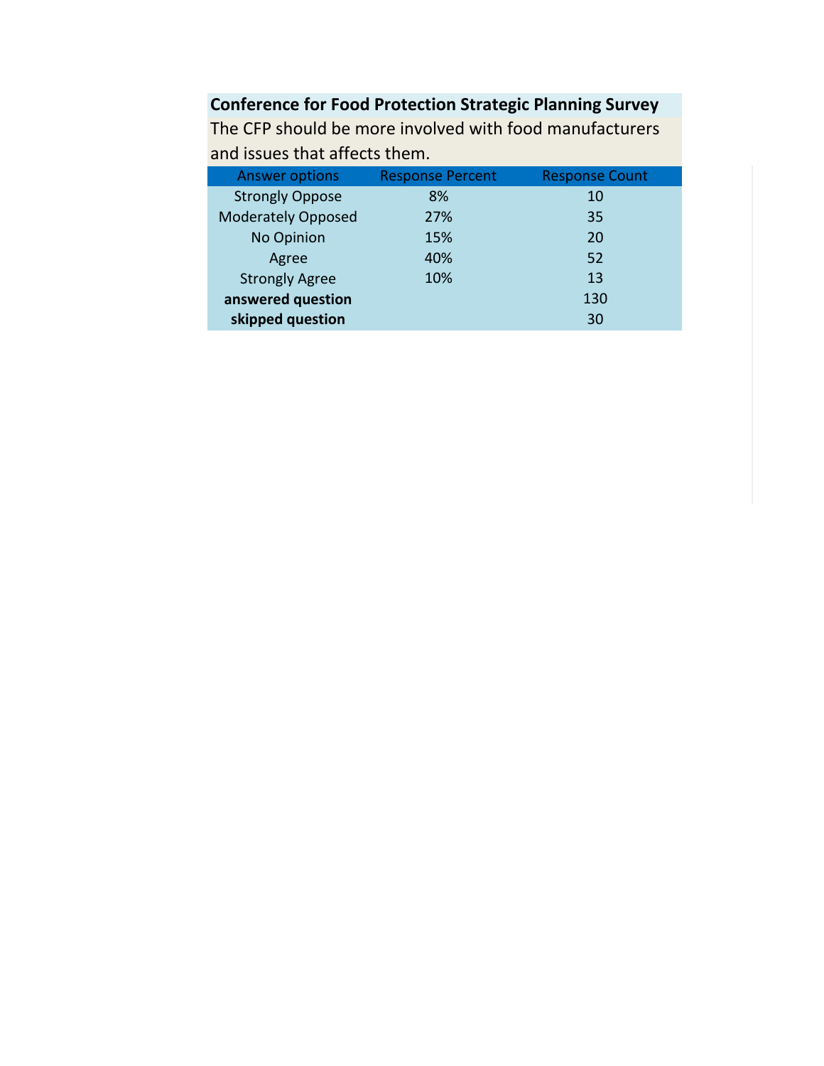**Conference for Food Protection Strategic Planning Survey**

The CFP should be more involved with food manufacturers and issues that affects them.

| Answer options | Response Percent | Response Count |
|---|---|---|
| Strongly Oppose | 8% | 10 |
| Moderately Opposed | 27% | 35 |
| No Opinion | 15% | 20 |
| Agree | 40% | 52 |
| Strongly Agree | 10% | 13 |
| **answered question** | | 130 |
| **skipped question** | | 30 |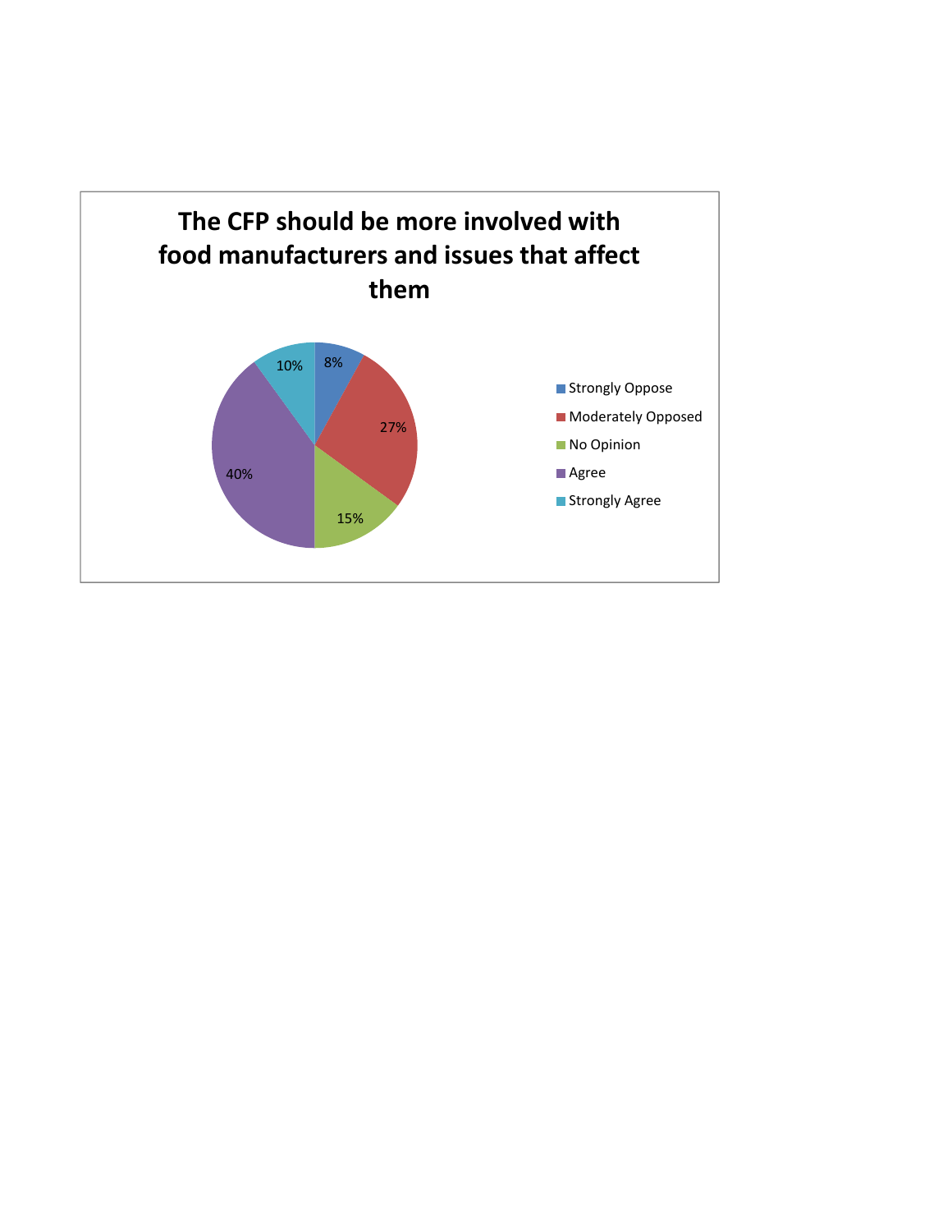# The CFP should be more involved with food manufacturers and issues that affect them

| Response | Percentage |
| --- | --- |
| Strongly Oppose | 8% |
| Moderately Opposed | 27% |
| No Opinion | 15% |
| Agree | 40% |
| Strongly Agree | 10% |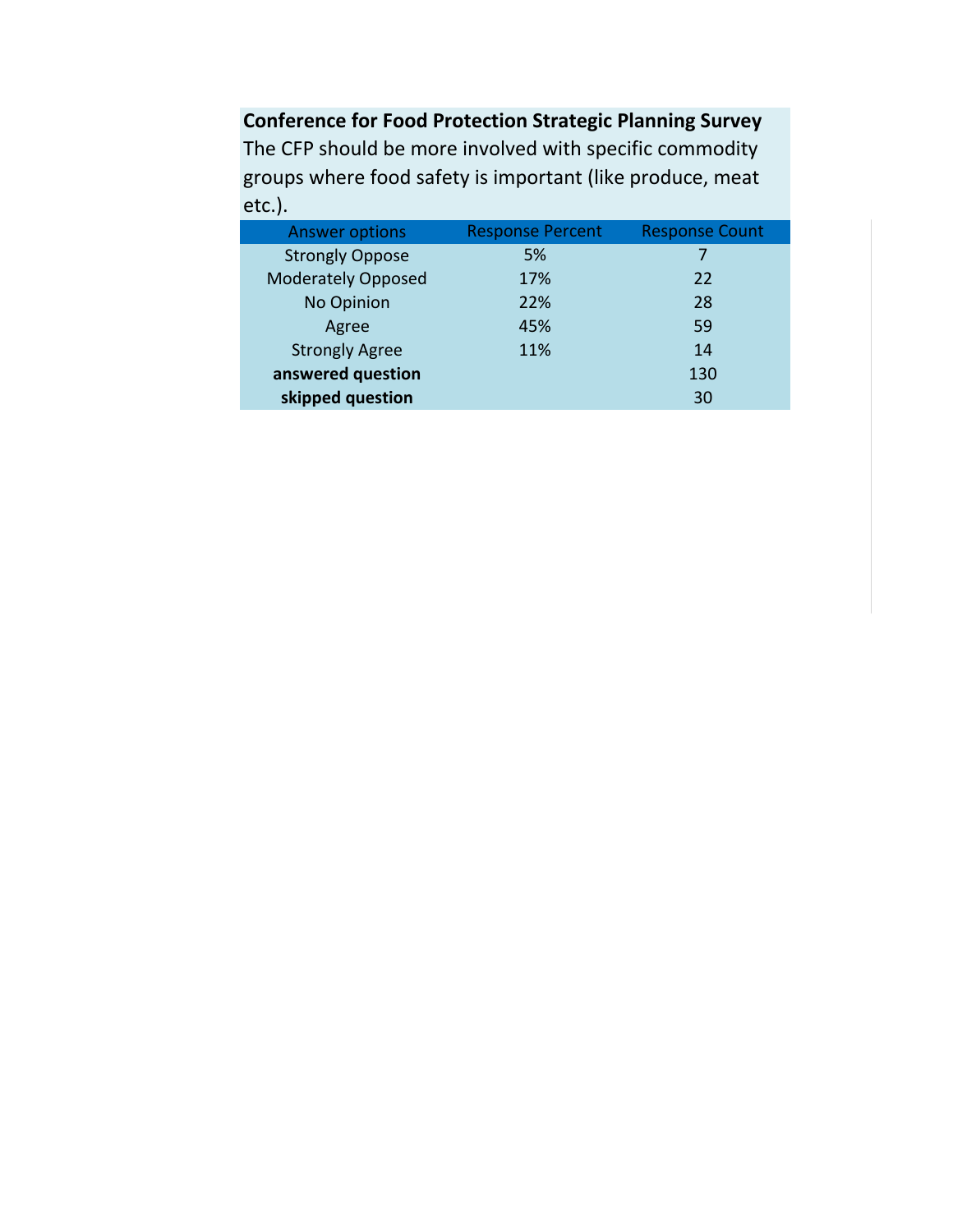**Conference for Food Protection Strategic Planning Survey**

The CFP should be more involved with specific commodity groups where food safety is important (like produce, meat etc.).

| Answer options | Response Percent | Response Count |
|---|---|---|
| Strongly Oppose | 5% | 7 |
| Moderately Opposed | 17% | 22 |
| No Opinion | 22% | 28 |
| Agree | 45% | 59 |
| Strongly Agree | 11% | 14 |
| **answered question** | | 130 |
| **skipped question** | | 30 |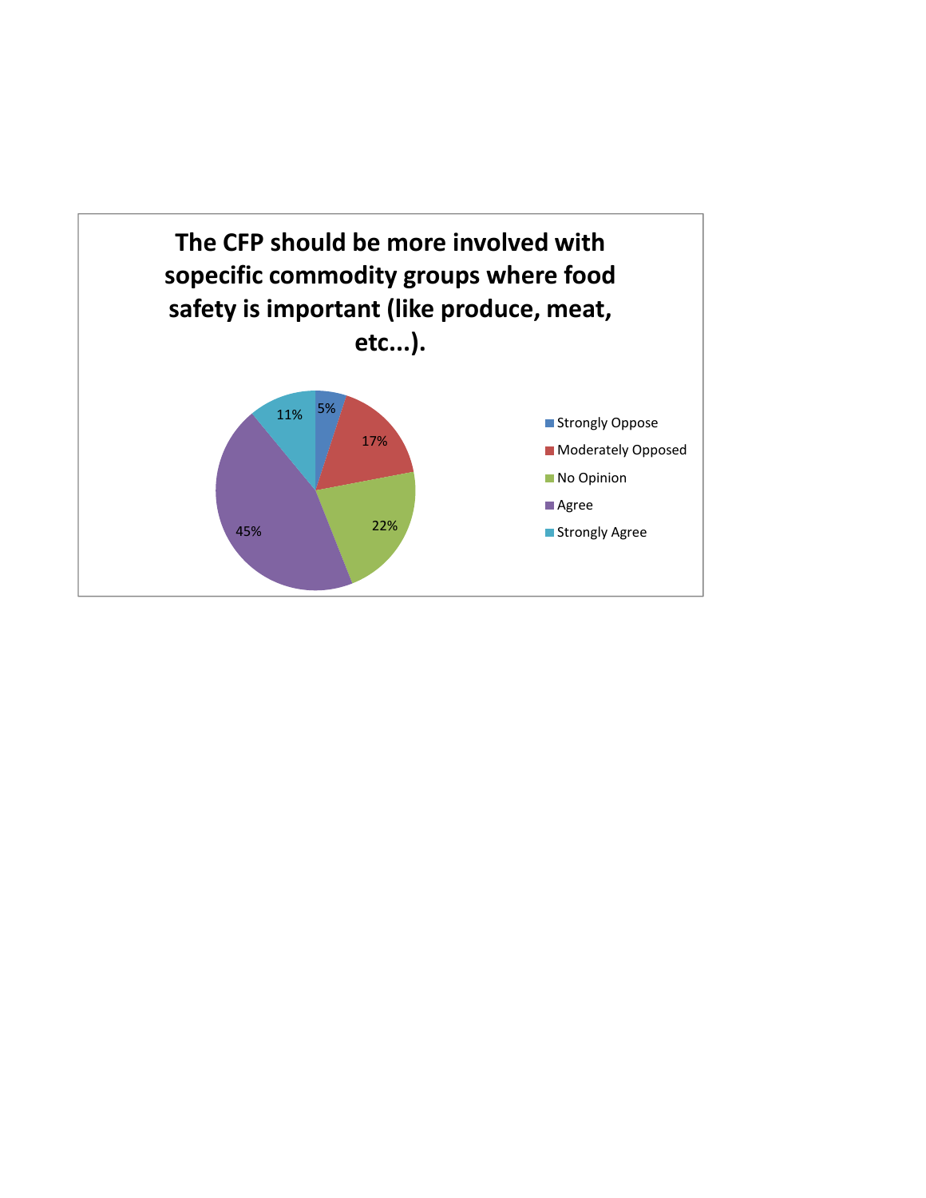**The CFP should be more involved with sopecific commodity groups where food safety is important (like produce, meat, etc...).**

| Response | Percentage |
| --- | --- |
| Strongly Oppose | 5% |
| Moderately Opposed | 17% |
| No Opinion | 22% |
| Agree | 45% |
| Strongly Agree | 11% |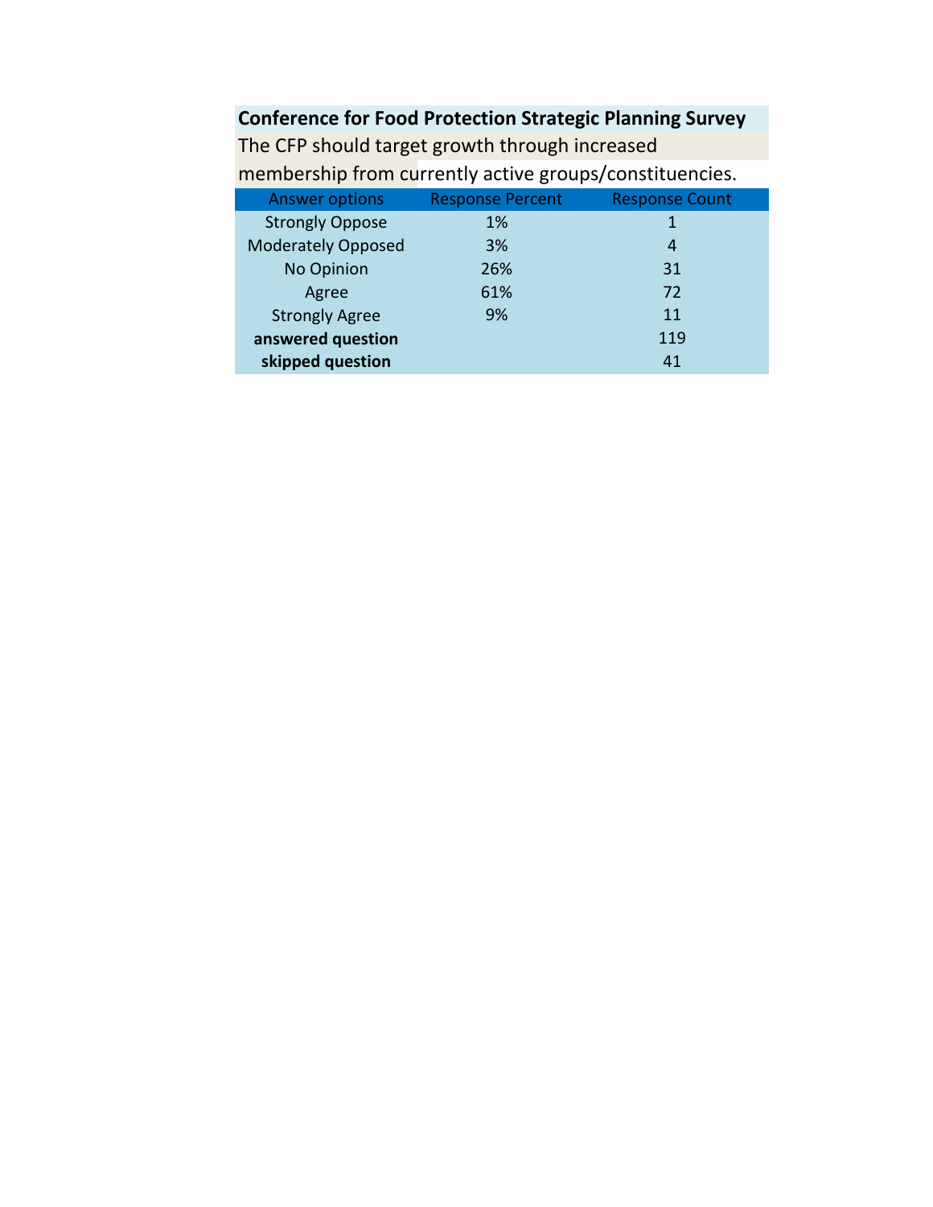**Conference for Food Protection Strategic Planning Survey**

The CFP should target growth through increased membership from currently active groups/constituencies.

| Answer options | Response Percent | Response Count |
|---|---|---|
| Strongly Oppose | 1% | 1 |
| Moderately Opposed | 3% | 4 |
| No Opinion | 26% | 31 |
| Agree | 61% | 72 |
| Strongly Agree | 9% | 11 |
| **answered question** | | 119 |
| **skipped question** | | 41 |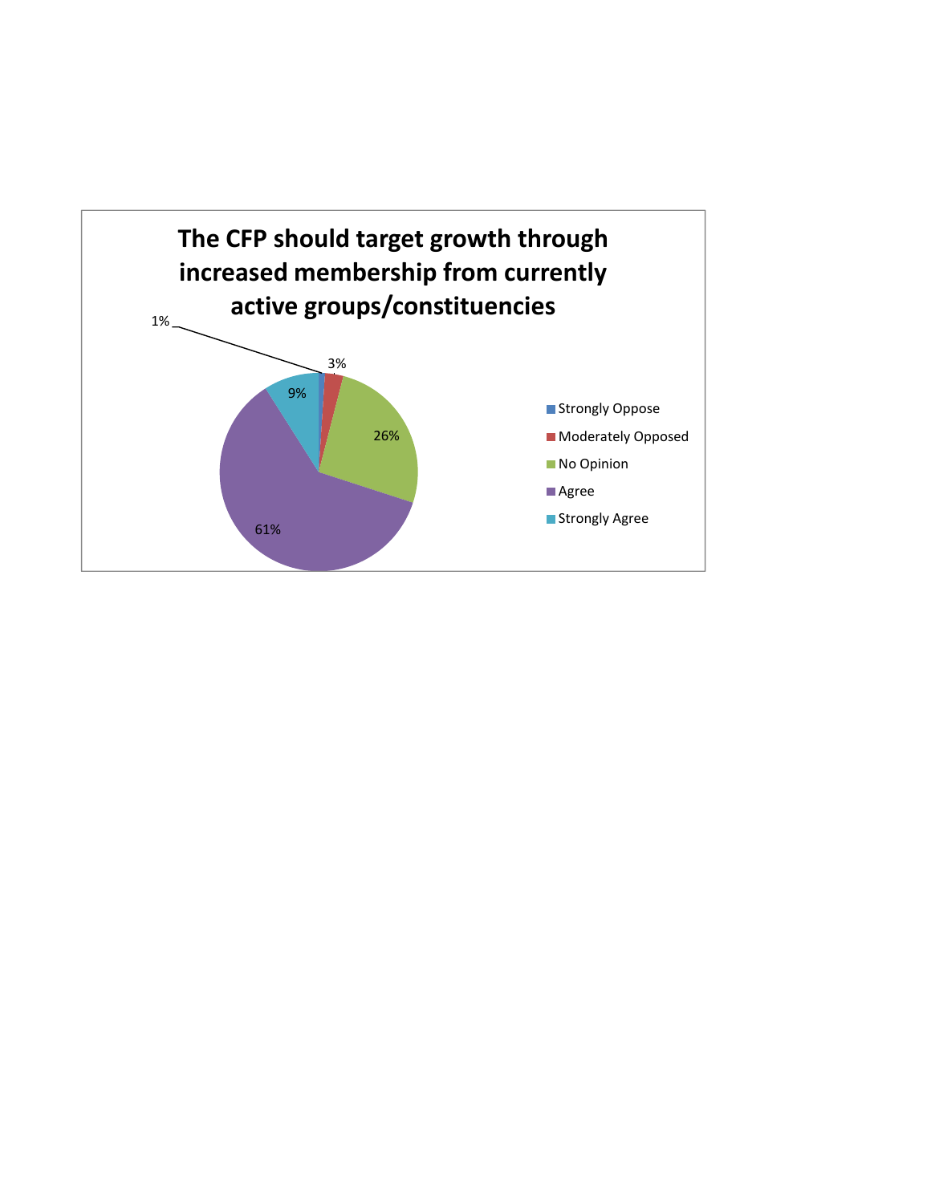**The CFP should target growth through increased membership from currently active groups/constituencies**

| Response | Percentage |
|---|---|
| Strongly Oppose | 1% |
| Moderately Opposed | 3% |
| No Opinion | 26% |
| Agree | 61% |
| Strongly Agree | 9% |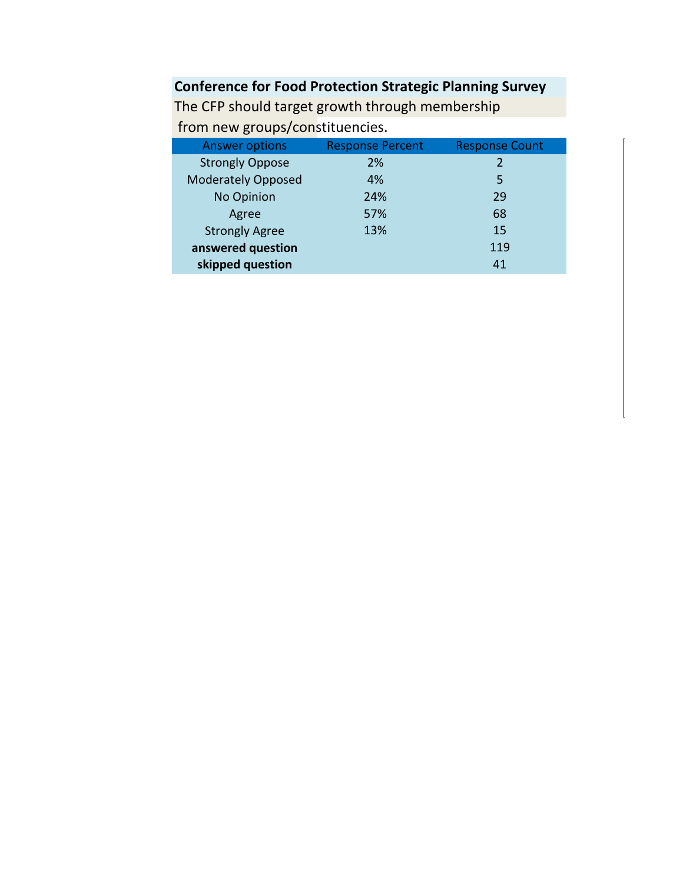**Conference for Food Protection Strategic Planning Survey**

The CFP should target growth through membership from new groups/constituencies.

| Answer options | Response Percent | Response Count |
|---|---|---|
| Strongly Oppose | 2% | 2 |
| Moderately Opposed | 4% | 5 |
| No Opinion | 24% | 29 |
| Agree | 57% | 68 |
| Strongly Agree | 13% | 15 |
| **answered question** | | 119 |
| **skipped question** | | 41 |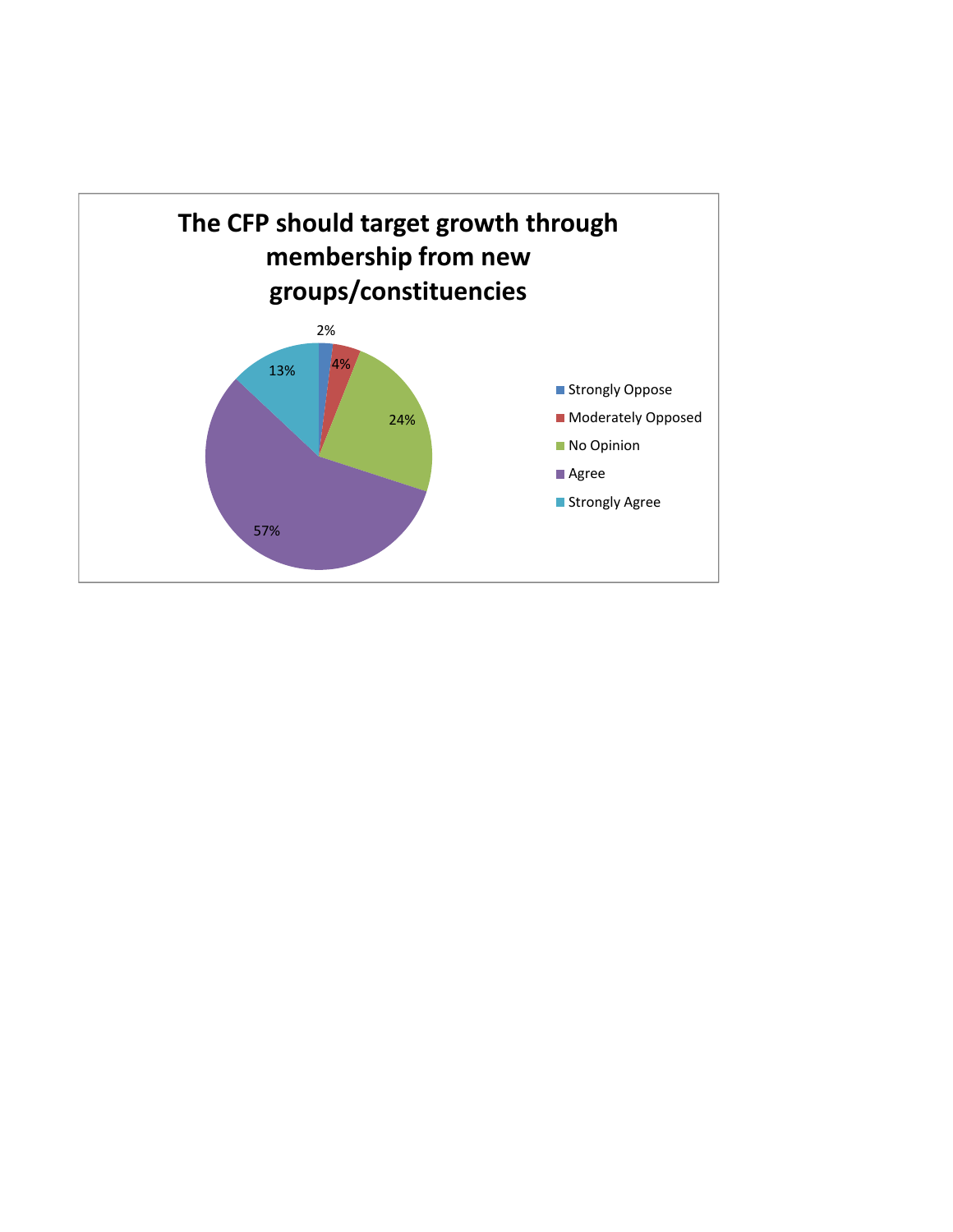## The CFP should target growth through membership from new groups/constituencies

| Response | Percentage |
|---|---|
| Strongly Oppose | 2% |
| Moderately Opposed | 4% |
| No Opinion | 24% |
| Agree | 57% |
| Strongly Agree | 13% |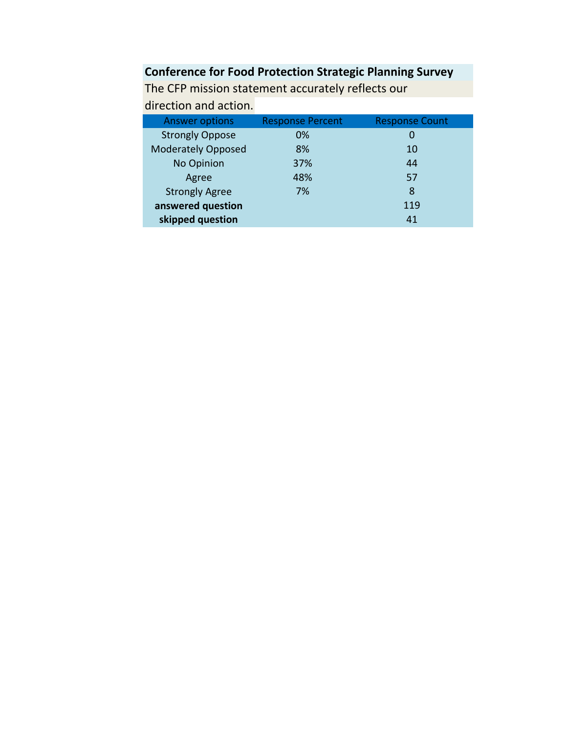## Conference for Food Protection Strategic Planning Survey

The CFP mission statement accurately reflects our direction and action.

| Answer options | Response Percent | Response Count |
|---|---|---|
| Strongly Oppose | 0% | 0 |
| Moderately Opposed | 8% | 10 |
| No Opinion | 37% | 44 |
| Agree | 48% | 57 |
| Strongly Agree | 7% | 8 |
| **answered question** | | 119 |
| **skipped question** | | 41 |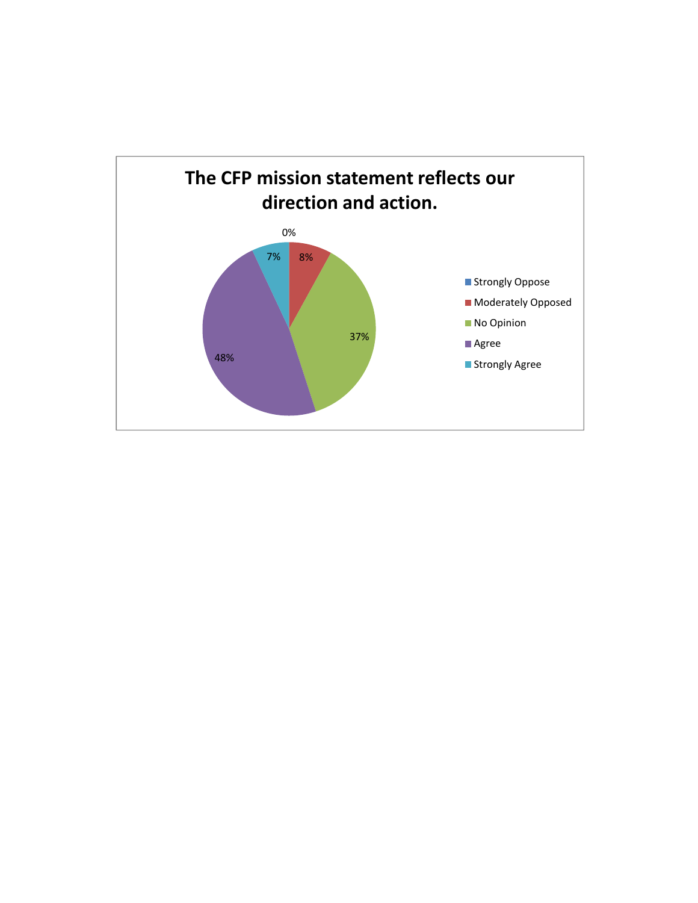## The CFP mission statement reflects our direction and action.

| Response | Percentage |
|---|---|
| Strongly Oppose | 0% |
| Moderately Opposed | 8% |
| No Opinion | 37% |
| Agree | 48% |
| Strongly Agree | 7% |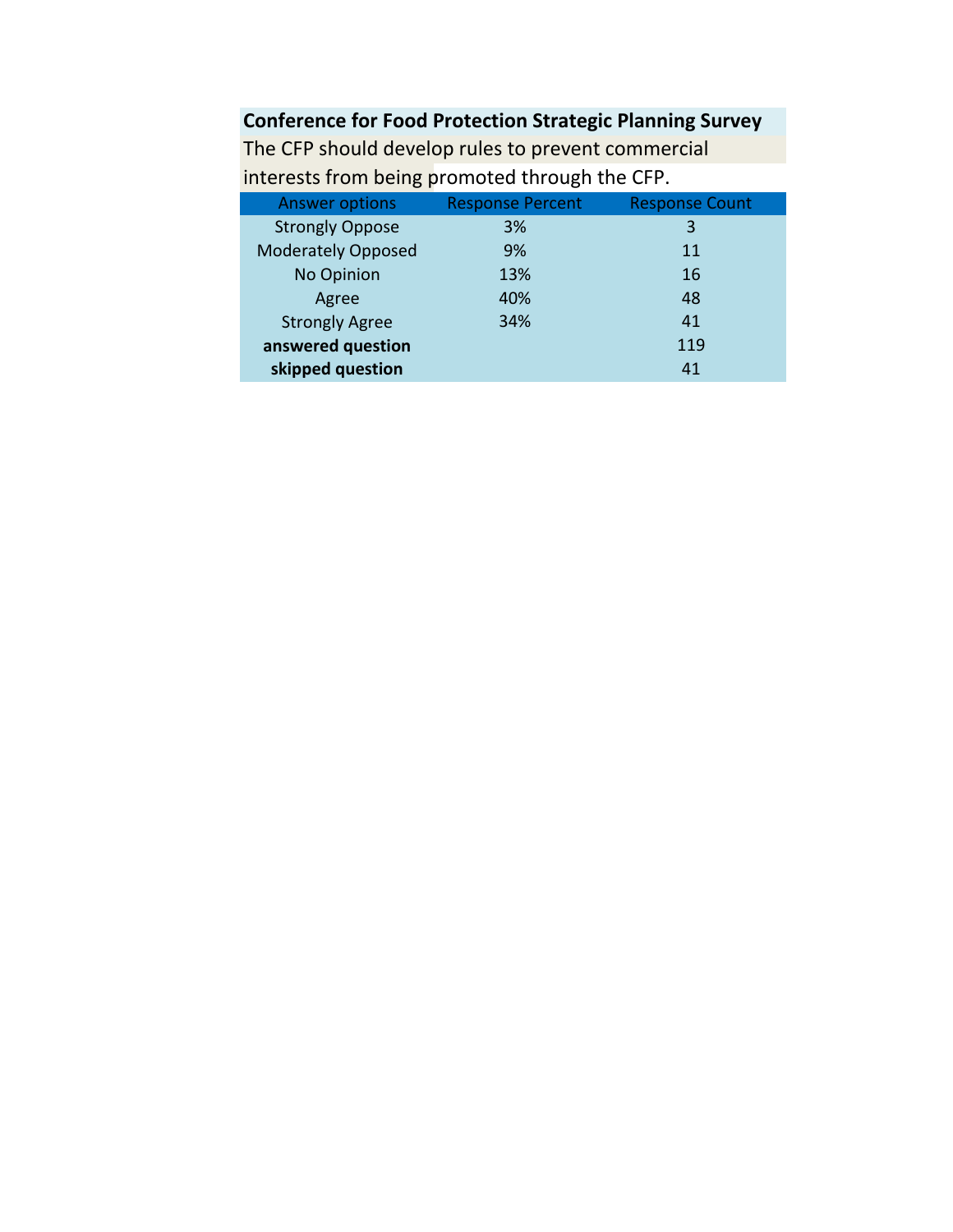**Conference for Food Protection Strategic Planning Survey**

The CFP should develop rules to prevent commercial interests from being promoted through the CFP.

| Answer options | Response Percent | Response Count |
|---|---|---|
| Strongly Oppose | 3% | 3 |
| Moderately Opposed | 9% | 11 |
| No Opinion | 13% | 16 |
| Agree | 40% | 48 |
| Strongly Agree | 34% | 41 |
| **answered question** | | 119 |
| **skipped question** | | 41 |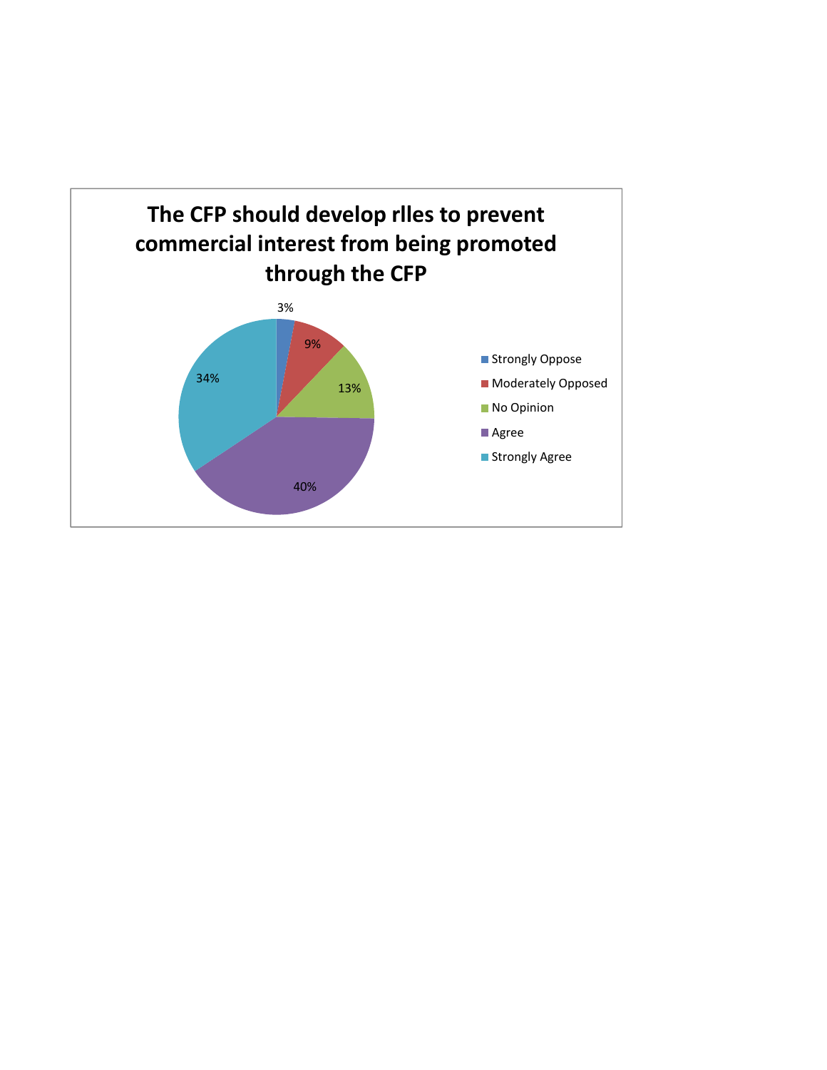**The CFP should develop rlles to prevent commercial interest from being promoted through the CFP**

| Response | Percentage |
|---|---|
| Strongly Oppose | 3% |
| Moderately Opposed | 9% |
| No Opinion | 13% |
| Agree | 40% |
| Strongly Agree | 34% |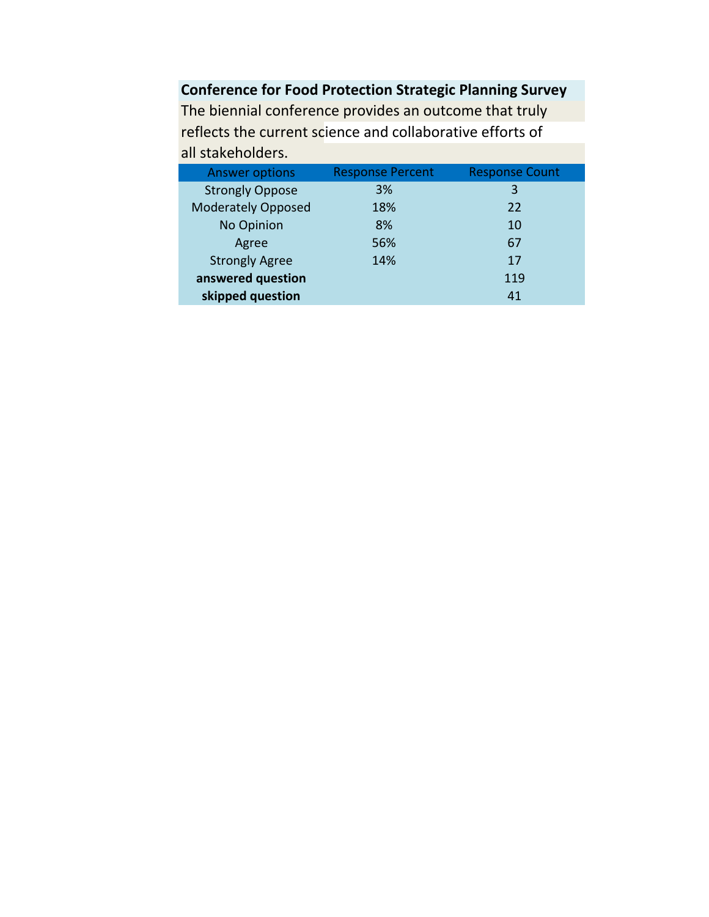**Conference for Food Protection Strategic Planning Survey**

The biennial conference provides an outcome that truly reflects the current science and collaborative efforts of all stakeholders.

| Answer options | Response Percent | Response Count |
|---|---|---|
| Strongly Oppose | 3% | 3 |
| Moderately Opposed | 18% | 22 |
| No Opinion | 8% | 10 |
| Agree | 56% | 67 |
| Strongly Agree | 14% | 17 |
| **answered question** | | 119 |
| **skipped question** | | 41 |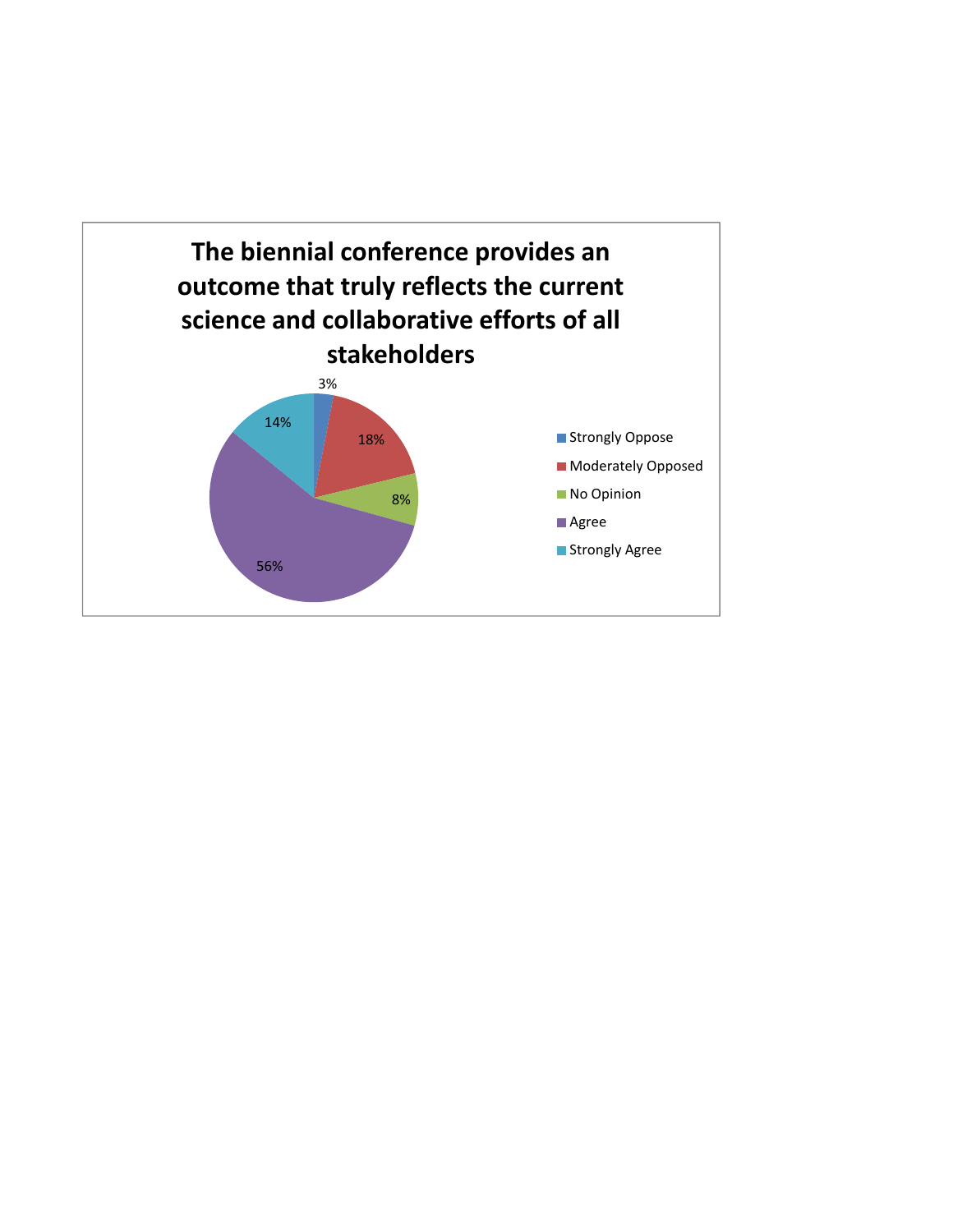**The biennial conference provides an outcome that truly reflects the current science and collaborative efforts of all stakeholders**

| Response | Percentage |
| --- | --- |
| Strongly Oppose | 3% |
| Moderately Opposed | 18% |
| No Opinion | 8% |
| Agree | 56% |
| Strongly Agree | 14% |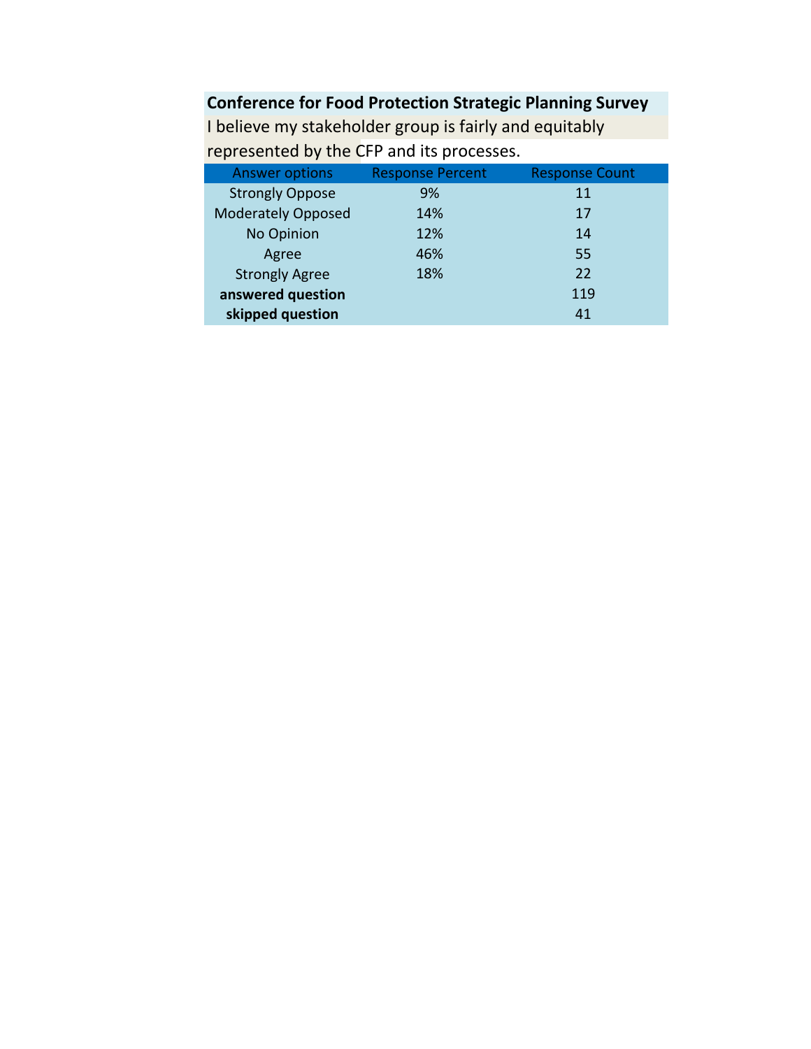**Conference for Food Protection Strategic Planning Survey**

I believe my stakeholder group is fairly and equitably represented by the CFP and its processes.

| Answer options | Response Percent | Response Count |
|---|---|---|
| Strongly Oppose | 9% | 11 |
| Moderately Opposed | 14% | 17 |
| No Opinion | 12% | 14 |
| Agree | 46% | 55 |
| Strongly Agree | 18% | 22 |
| **answered question** | | 119 |
| **skipped question** | | 41 |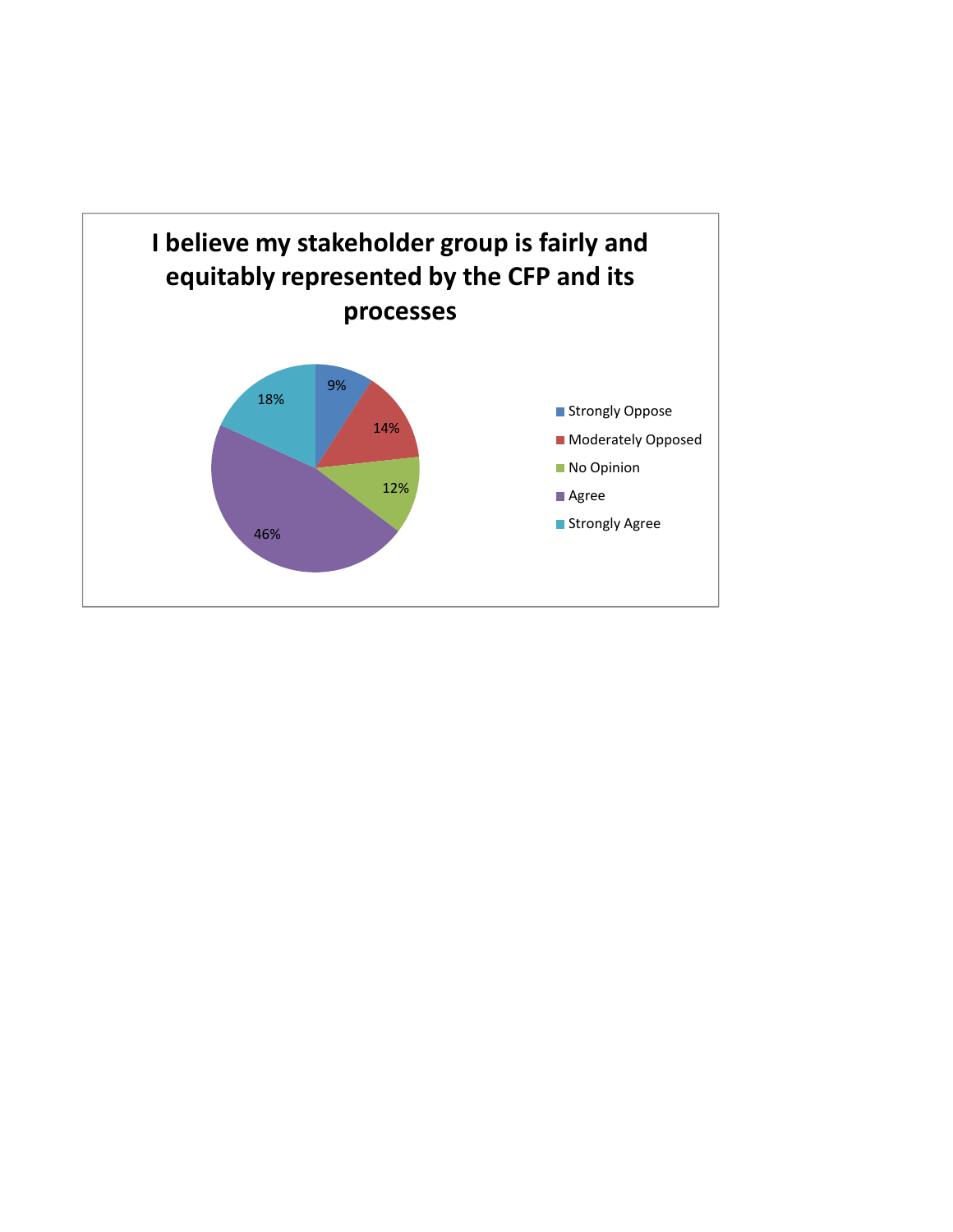**I believe my stakeholder group is fairly and equitably represented by the CFP and its processes**

| Response | Percentage |
|---|---|
| Strongly Oppose | 9% |
| Moderately Opposed | 14% |
| No Opinion | 12% |
| Agree | 46% |
| Strongly Agree | 18% |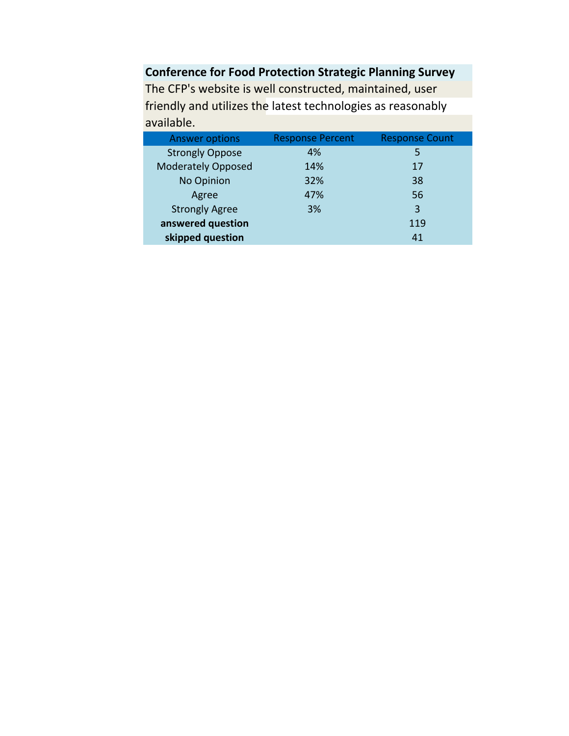**Conference for Food Protection Strategic Planning Survey**

The CFP's website is well constructed, maintained, user friendly and utilizes the latest technologies as reasonably available.

| Answer options | Response Percent | Response Count |
|---|---|---|
| Strongly Oppose | 4% | 5 |
| Moderately Opposed | 14% | 17 |
| No Opinion | 32% | 38 |
| Agree | 47% | 56 |
| Strongly Agree | 3% | 3 |
| **answered question** | | 119 |
| **skipped question** | | 41 |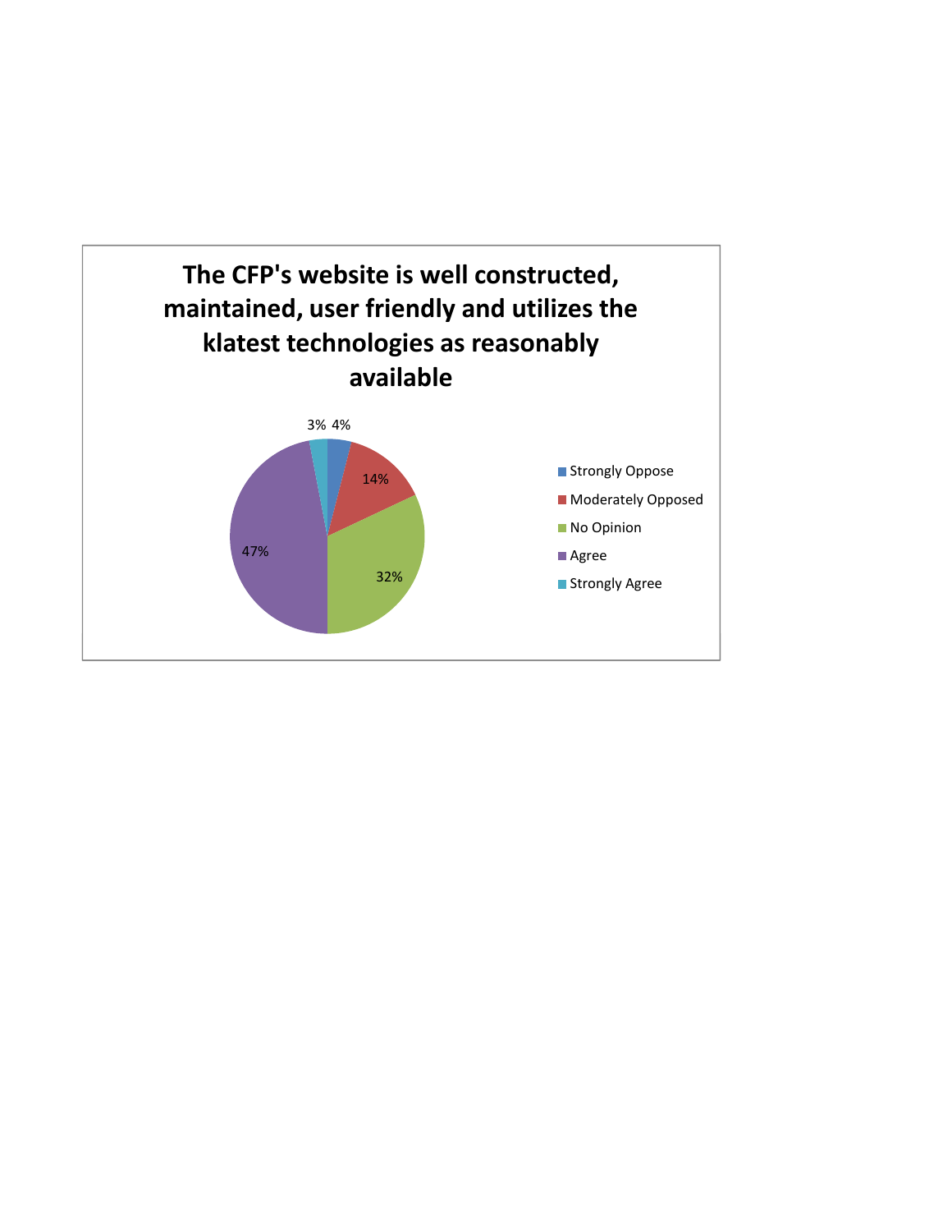**The CFP's website is well constructed, maintained, user friendly and utilizes the klatest technologies as reasonably available**

| Response | Percentage |
|---|---|
| Strongly Oppose | 4% |
| Moderately Opposed | 14% |
| No Opinion | 32% |
| Agree | 47% |
| Strongly Agree | 3% |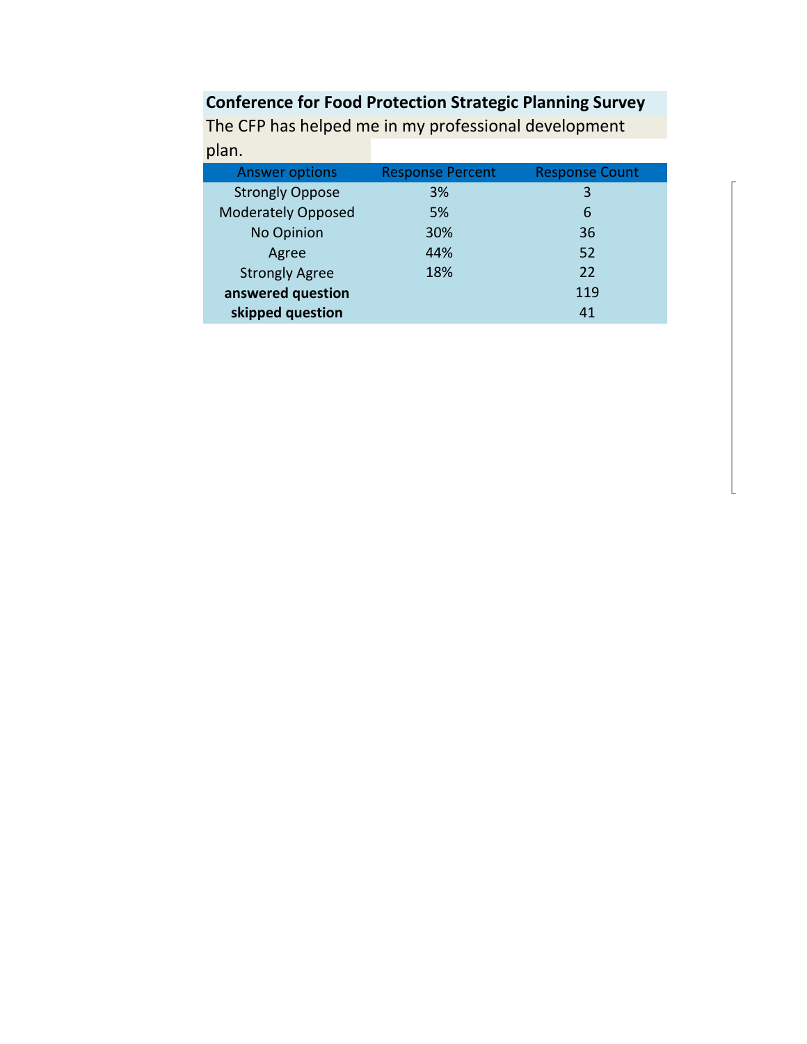**Conference for Food Protection Strategic Planning Survey**

The CFP has helped me in my professional development plan.

| Answer options | Response Percent | Response Count |
|---|---|---|
| Strongly Oppose | 3% | 3 |
| Moderately Opposed | 5% | 6 |
| No Opinion | 30% | 36 |
| Agree | 44% | 52 |
| Strongly Agree | 18% | 22 |
| **answered question** | | 119 |
| **skipped question** | | 41 |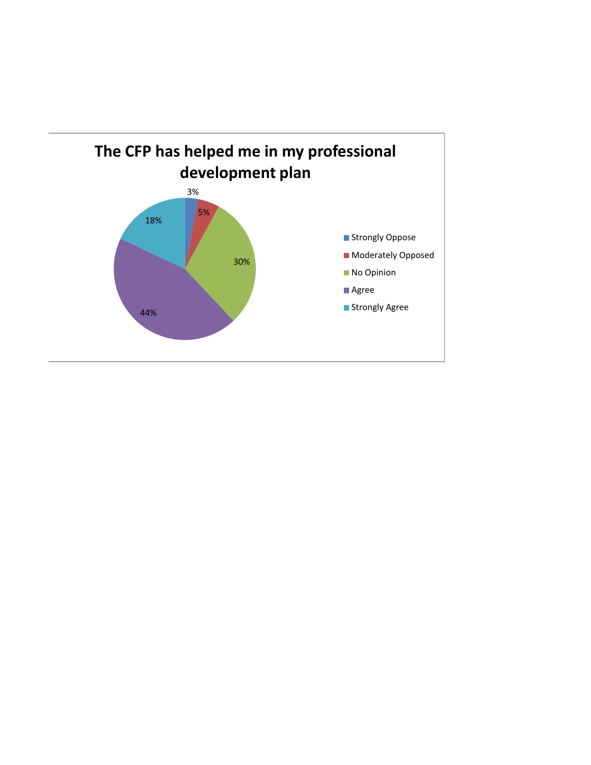**The CFP has helped me in my professional development plan**

| Response | Percentage |
| --- | --- |
| Strongly Oppose | 3% |
| Moderately Opposed | 5% |
| No Opinion | 30% |
| Agree | 44% |
| Strongly Agree | 18% |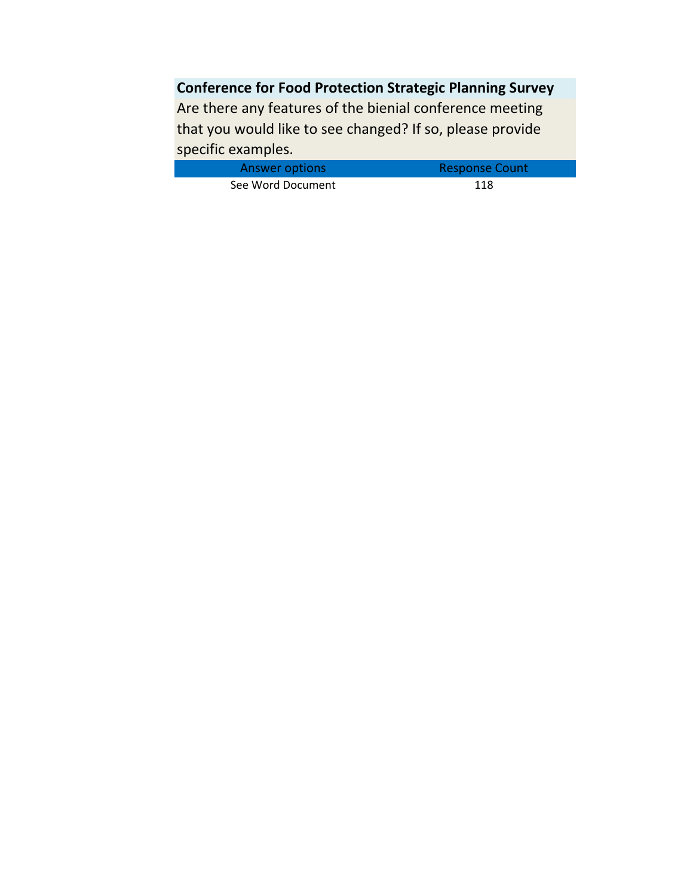| Conference for Food Protection Strategic Planning Survey | |
|---|---|
| Are there any features of the bienial conference meeting that you would like to see changed? If so, please provide specific examples. | |
| Answer options | Response Count |
| See Word Document | 118 |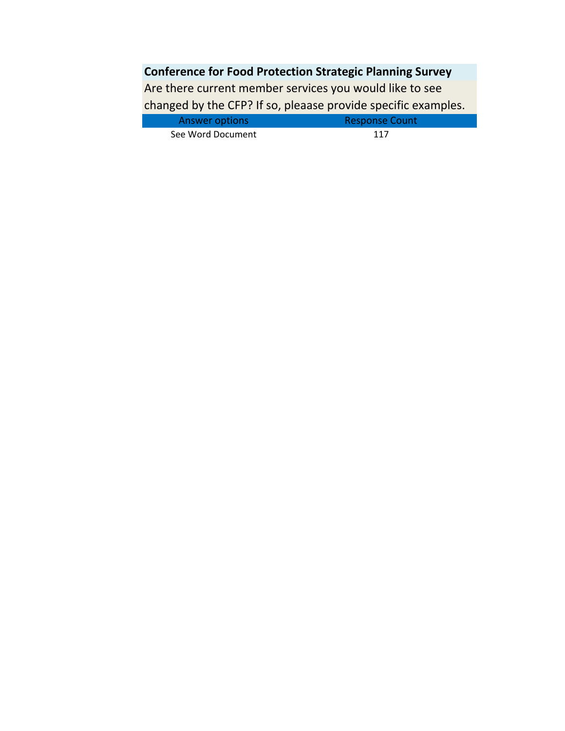| Conference for Food Protection Strategic Planning Survey | |
| --- | --- |
| Are there current member services you would like to see changed by the CFP? If so, pleaase provide specific examples. | |
| Answer options | Response Count |
| See Word Document | 117 |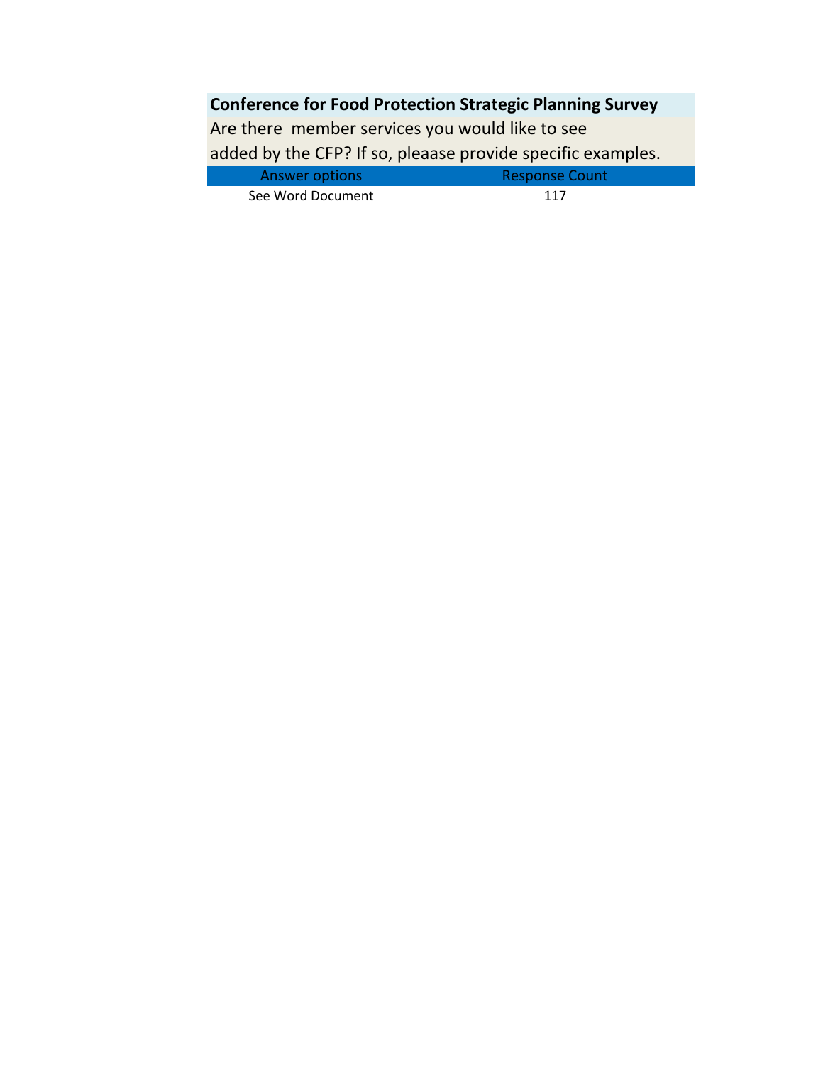| Conference for Food Protection Strategic Planning Survey | |
|---|---|
| Are there  member services you would like to see added by the CFP? If so, pleaase provide specific examples. | |
| Answer options | Response Count |
| See Word Document | 117 |